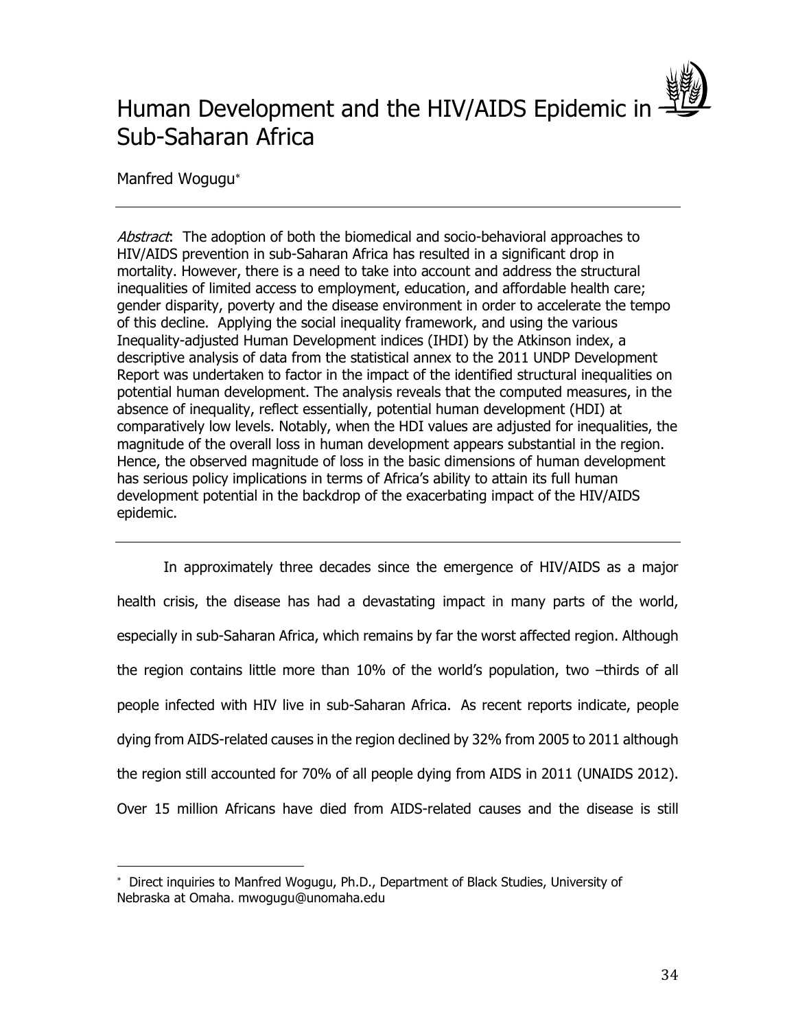# Human Development and the HIV/AIDS Epidemic in Sub-Saharan Africa

Manfred Wogugu*

*Abstract*: The adoption of both the biomedical and socio-behavioral approaches to HIV/AIDS prevention in sub-Saharan Africa has resulted in a significant drop in mortality. However, there is a need to take into account and address the structural inequalities of limited access to employment, education, and affordable health care; gender disparity, poverty and the disease environment in order to accelerate the tempo of this decline. Applying the social inequality framework, and using the various Inequality-adjusted Human Development indices (IHDI) by the Atkinson index, a descriptive analysis of data from the statistical annex to the 2011 UNDP Development Report was undertaken to factor in the impact of the identified structural inequalities on potential human development. The analysis reveals that the computed measures, in the absence of inequality, reflect essentially, potential human development (HDI) at comparatively low levels. Notably, when the HDI values are adjusted for inequalities, the magnitude of the overall loss in human development appears substantial in the region. Hence, the observed magnitude of loss in the basic dimensions of human development has serious policy implications in terms of Africa's ability to attain its full human development potential in the backdrop of the exacerbating impact of the HIV/AIDS epidemic.

---

In approximately three decades since the emergence of HIV/AIDS as a major health crisis, the disease has had a devastating impact in many parts of the world, especially in sub-Saharan Africa, which remains by far the worst affected region. Although the region contains little more than 10% of the world's population, two –thirds of all people infected with HIV live in sub-Saharan Africa. As recent reports indicate, people dying from AIDS-related causes in the region declined by 32% from 2005 to 2011 although the region still accounted for 70% of all people dying from AIDS in 2011 (UNAIDS 2012). Over 15 million Africans have died from AIDS-related causes and the disease is still

* Direct inquiries to Manfred Wogugu, Ph.D., Department of Black Studies, University of Nebraska at Omaha. mwogugu@unomaha.edu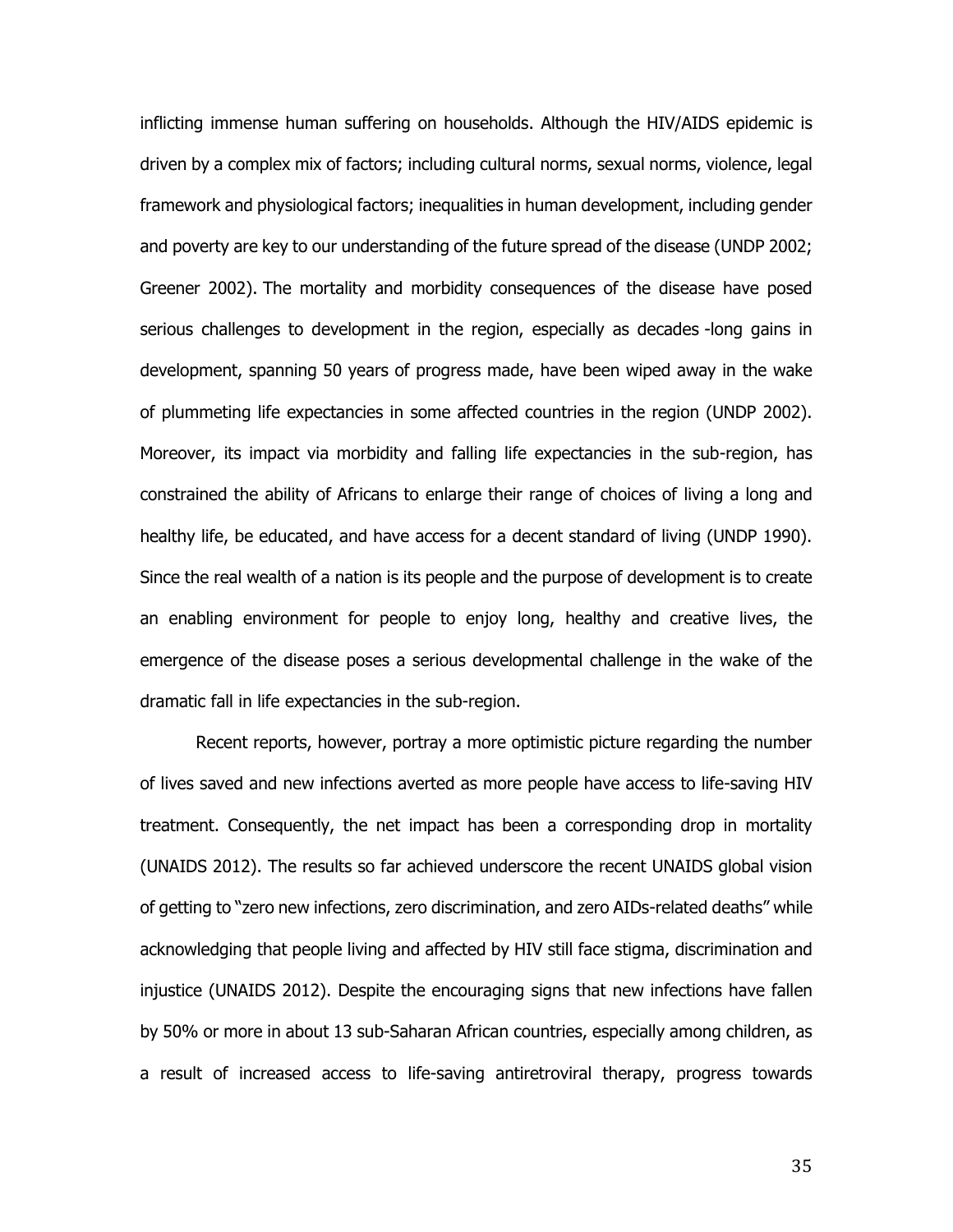inflicting immense human suffering on households. Although the HIV/AIDS epidemic is driven by a complex mix of factors; including cultural norms, sexual norms, violence, legal framework and physiological factors; inequalities in human development, including gender and poverty are key to our understanding of the future spread of the disease (UNDP 2002; Greener 2002). The mortality and morbidity consequences of the disease have posed serious challenges to development in the region, especially as decades -long gains in development, spanning 50 years of progress made, have been wiped away in the wake of plummeting life expectancies in some affected countries in the region (UNDP 2002). Moreover, its impact via morbidity and falling life expectancies in the sub-region, has constrained the ability of Africans to enlarge their range of choices of living a long and healthy life, be educated, and have access for a decent standard of living (UNDP 1990). Since the real wealth of a nation is its people and the purpose of development is to create an enabling environment for people to enjoy long, healthy and creative lives, the emergence of the disease poses a serious developmental challenge in the wake of the dramatic fall in life expectancies in the sub-region.

Recent reports, however, portray a more optimistic picture regarding the number of lives saved and new infections averted as more people have access to life-saving HIV treatment. Consequently, the net impact has been a corresponding drop in mortality (UNAIDS 2012). The results so far achieved underscore the recent UNAIDS global vision of getting to "zero new infections, zero discrimination, and zero AIDs-related deaths" while acknowledging that people living and affected by HIV still face stigma, discrimination and injustice (UNAIDS 2012). Despite the encouraging signs that new infections have fallen by 50% or more in about 13 sub-Saharan African countries, especially among children, as a result of increased access to life-saving antiretroviral therapy, progress towards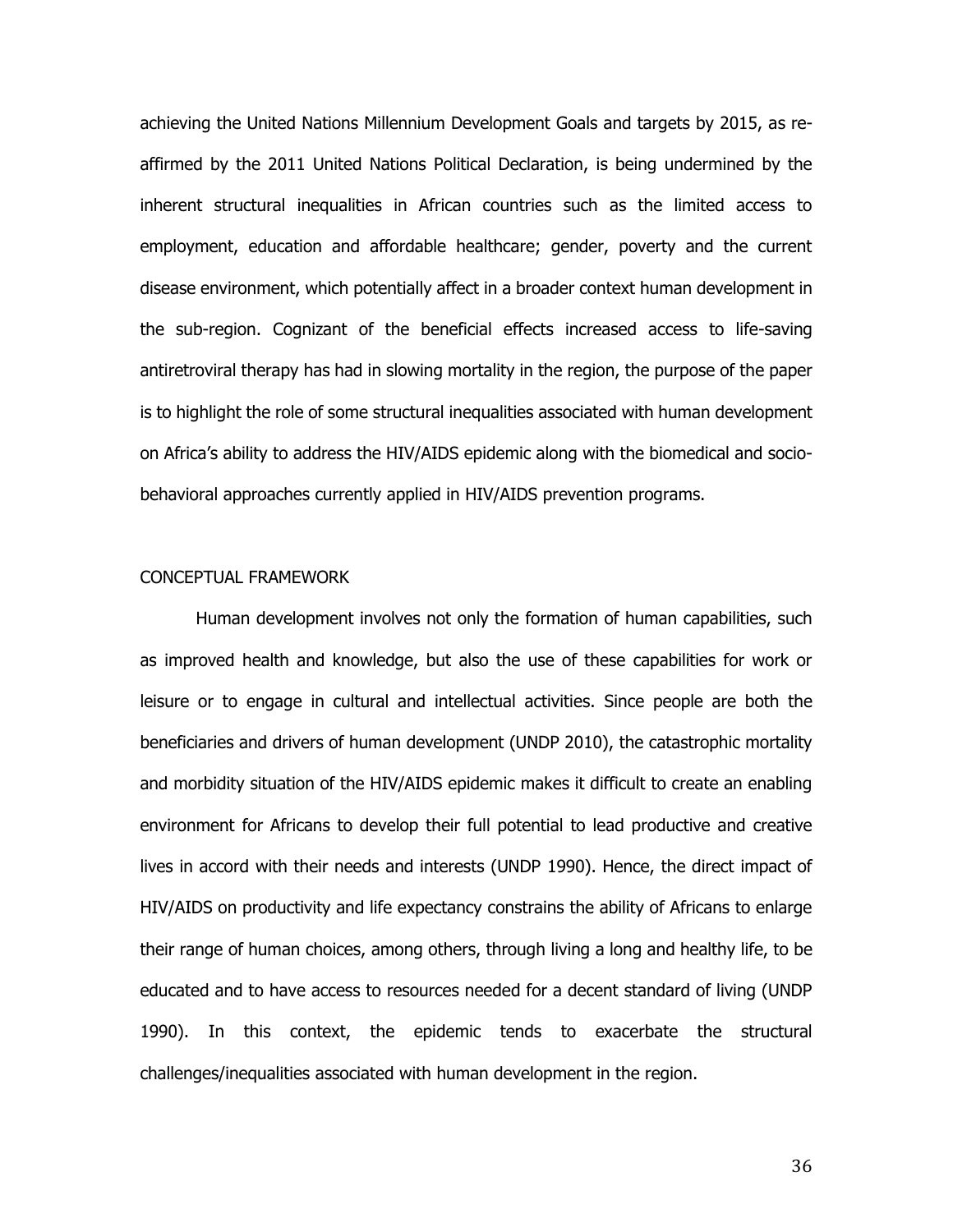achieving the United Nations Millennium Development Goals and targets by 2015, as re-affirmed by the 2011 United Nations Political Declaration, is being undermined by the inherent structural inequalities in African countries such as the limited access to employment, education and affordable healthcare; gender, poverty and the current disease environment, which potentially affect in a broader context human development in the sub-region. Cognizant of the beneficial effects increased access to life-saving antiretroviral therapy has had in slowing mortality in the region, the purpose of the paper is to highlight the role of some structural inequalities associated with human development on Africa's ability to address the HIV/AIDS epidemic along with the biomedical and socio-behavioral approaches currently applied in HIV/AIDS prevention programs.

## CONCEPTUAL FRAMEWORK

Human development involves not only the formation of human capabilities, such as improved health and knowledge, but also the use of these capabilities for work or leisure or to engage in cultural and intellectual activities. Since people are both the beneficiaries and drivers of human development (UNDP 2010), the catastrophic mortality and morbidity situation of the HIV/AIDS epidemic makes it difficult to create an enabling environment for Africans to develop their full potential to lead productive and creative lives in accord with their needs and interests (UNDP 1990). Hence, the direct impact of HIV/AIDS on productivity and life expectancy constrains the ability of Africans to enlarge their range of human choices, among others, through living a long and healthy life, to be educated and to have access to resources needed for a decent standard of living (UNDP 1990). In this context, the epidemic tends to exacerbate the structural challenges/inequalities associated with human development in the region.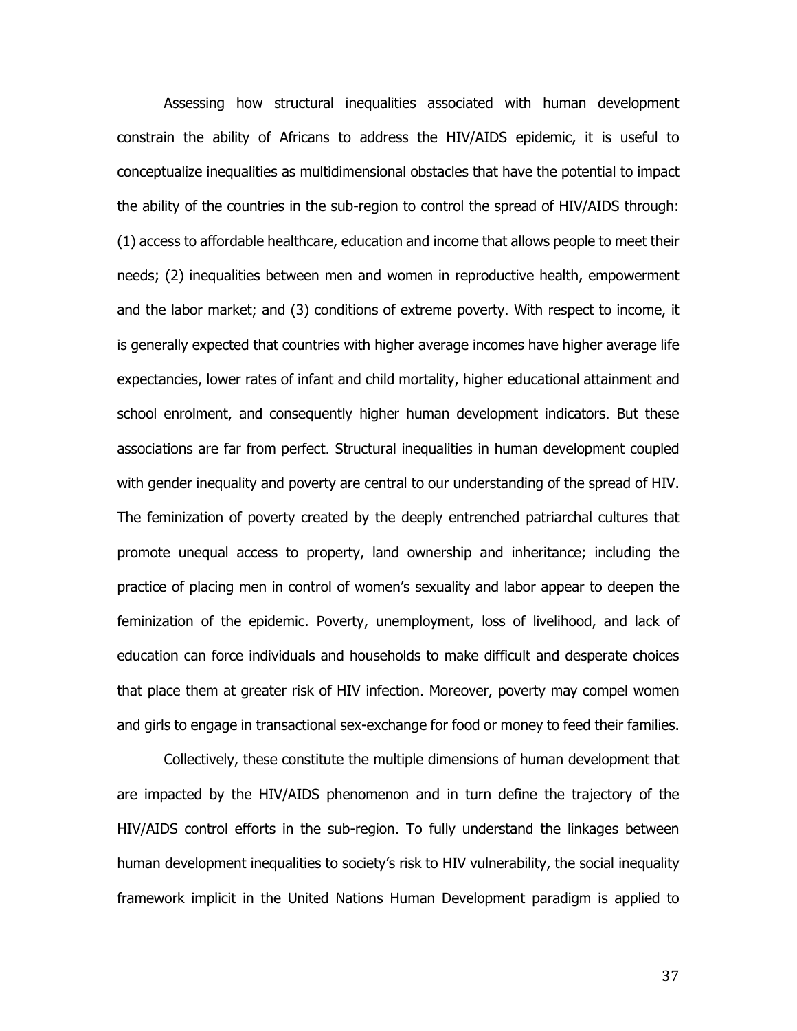Assessing how structural inequalities associated with human development constrain the ability of Africans to address the HIV/AIDS epidemic, it is useful to conceptualize inequalities as multidimensional obstacles that have the potential to impact the ability of the countries in the sub-region to control the spread of HIV/AIDS through: (1) access to affordable healthcare, education and income that allows people to meet their needs; (2) inequalities between men and women in reproductive health, empowerment and the labor market; and (3) conditions of extreme poverty. With respect to income, it is generally expected that countries with higher average incomes have higher average life expectancies, lower rates of infant and child mortality, higher educational attainment and school enrolment, and consequently higher human development indicators. But these associations are far from perfect. Structural inequalities in human development coupled with gender inequality and poverty are central to our understanding of the spread of HIV. The feminization of poverty created by the deeply entrenched patriarchal cultures that promote unequal access to property, land ownership and inheritance; including the practice of placing men in control of women's sexuality and labor appear to deepen the feminization of the epidemic. Poverty, unemployment, loss of livelihood, and lack of education can force individuals and households to make difficult and desperate choices that place them at greater risk of HIV infection. Moreover, poverty may compel women and girls to engage in transactional sex-exchange for food or money to feed their families.

Collectively, these constitute the multiple dimensions of human development that are impacted by the HIV/AIDS phenomenon and in turn define the trajectory of the HIV/AIDS control efforts in the sub-region. To fully understand the linkages between human development inequalities to society's risk to HIV vulnerability, the social inequality framework implicit in the United Nations Human Development paradigm is applied to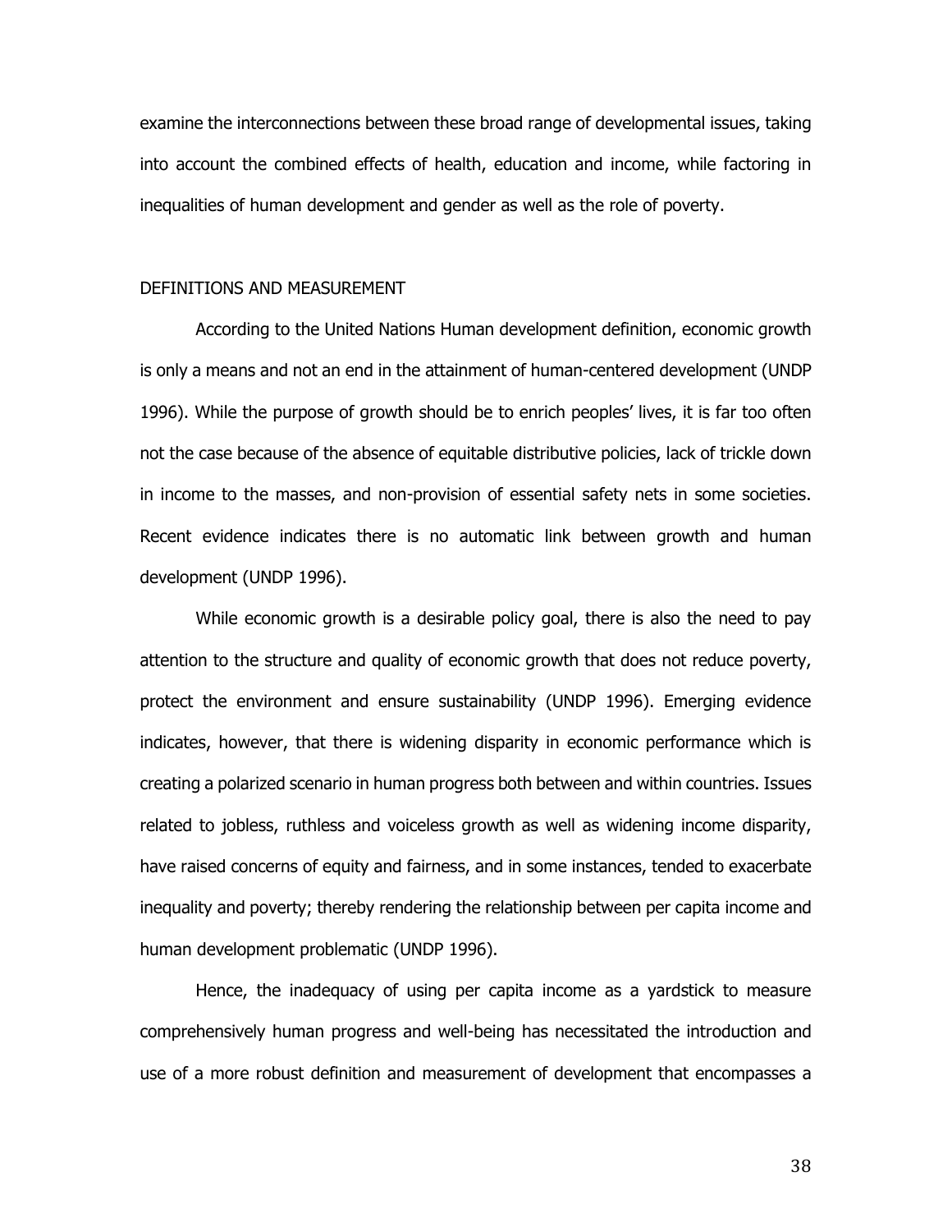examine the interconnections between these broad range of developmental issues, taking into account the combined effects of health, education and income, while factoring in inequalities of human development and gender as well as the role of poverty.

## DEFINITIONS AND MEASUREMENT

According to the United Nations Human development definition, economic growth is only a means and not an end in the attainment of human-centered development (UNDP 1996). While the purpose of growth should be to enrich peoples' lives, it is far too often not the case because of the absence of equitable distributive policies, lack of trickle down in income to the masses, and non-provision of essential safety nets in some societies. Recent evidence indicates there is no automatic link between growth and human development (UNDP 1996).

While economic growth is a desirable policy goal, there is also the need to pay attention to the structure and quality of economic growth that does not reduce poverty, protect the environment and ensure sustainability (UNDP 1996). Emerging evidence indicates, however, that there is widening disparity in economic performance which is creating a polarized scenario in human progress both between and within countries. Issues related to jobless, ruthless and voiceless growth as well as widening income disparity, have raised concerns of equity and fairness, and in some instances, tended to exacerbate inequality and poverty; thereby rendering the relationship between per capita income and human development problematic (UNDP 1996).

Hence, the inadequacy of using per capita income as a yardstick to measure comprehensively human progress and well-being has necessitated the introduction and use of a more robust definition and measurement of development that encompasses a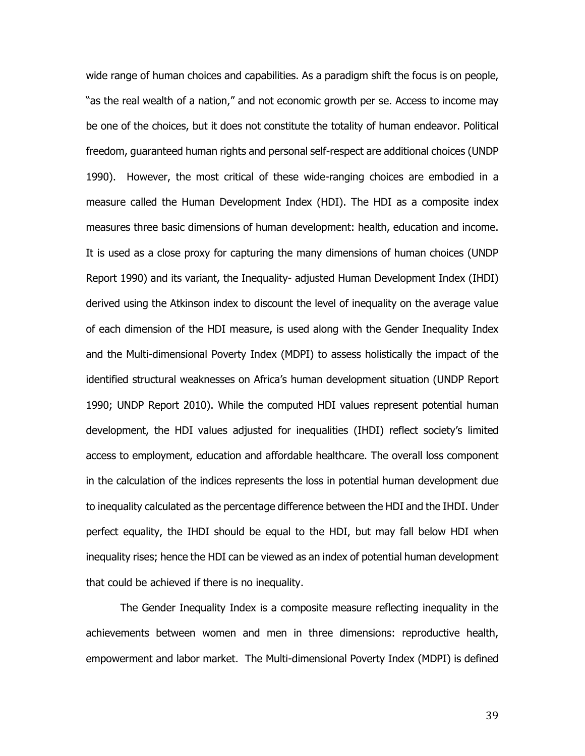wide range of human choices and capabilities. As a paradigm shift the focus is on people, "as the real wealth of a nation," and not economic growth per se. Access to income may be one of the choices, but it does not constitute the totality of human endeavor. Political freedom, guaranteed human rights and personal self-respect are additional choices (UNDP 1990). However, the most critical of these wide-ranging choices are embodied in a measure called the Human Development Index (HDI). The HDI as a composite index measures three basic dimensions of human development: health, education and income. It is used as a close proxy for capturing the many dimensions of human choices (UNDP Report 1990) and its variant, the Inequality- adjusted Human Development Index (IHDI) derived using the Atkinson index to discount the level of inequality on the average value of each dimension of the HDI measure, is used along with the Gender Inequality Index and the Multi-dimensional Poverty Index (MDPI) to assess holistically the impact of the identified structural weaknesses on Africa's human development situation (UNDP Report 1990; UNDP Report 2010). While the computed HDI values represent potential human development, the HDI values adjusted for inequalities (IHDI) reflect society's limited access to employment, education and affordable healthcare. The overall loss component in the calculation of the indices represents the loss in potential human development due to inequality calculated as the percentage difference between the HDI and the IHDI. Under perfect equality, the IHDI should be equal to the HDI, but may fall below HDI when inequality rises; hence the HDI can be viewed as an index of potential human development that could be achieved if there is no inequality.

The Gender Inequality Index is a composite measure reflecting inequality in the achievements between women and men in three dimensions: reproductive health, empowerment and labor market. The Multi-dimensional Poverty Index (MDPI) is defined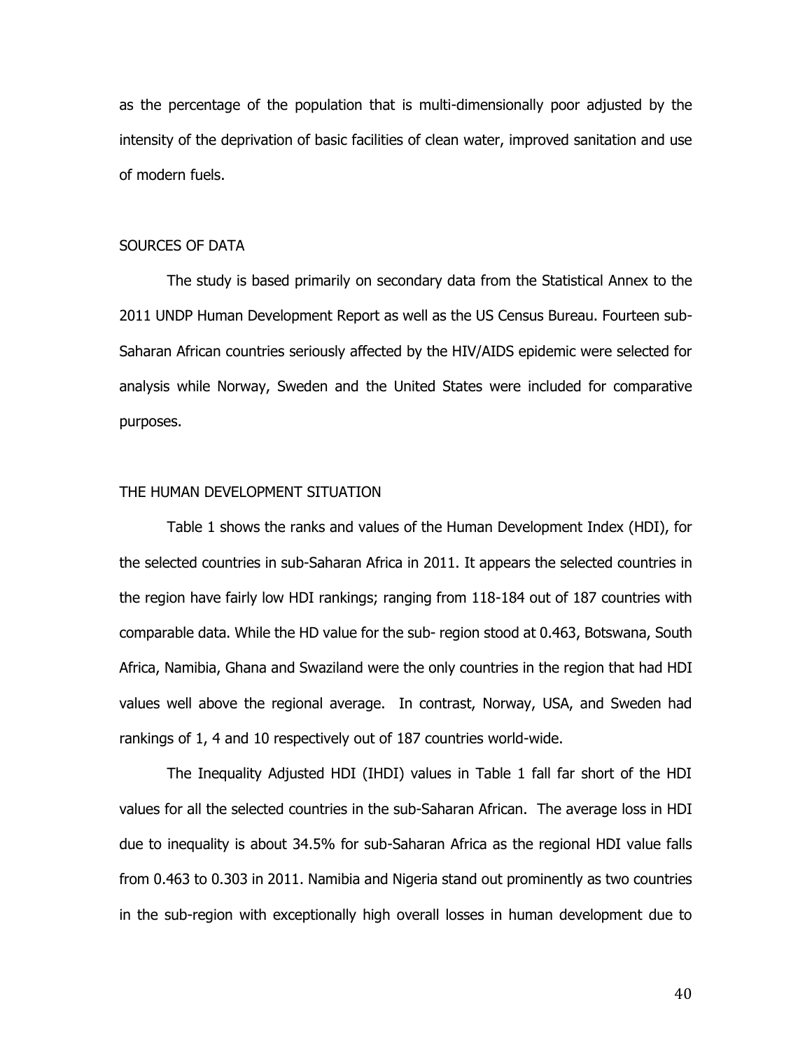as the percentage of the population that is multi-dimensionally poor adjusted by the intensity of the deprivation of basic facilities of clean water, improved sanitation and use of modern fuels.

## SOURCES OF DATA

The study is based primarily on secondary data from the Statistical Annex to the 2011 UNDP Human Development Report as well as the US Census Bureau. Fourteen sub-Saharan African countries seriously affected by the HIV/AIDS epidemic were selected for analysis while Norway, Sweden and the United States were included for comparative purposes.

## THE HUMAN DEVELOPMENT SITUATION

Table 1 shows the ranks and values of the Human Development Index (HDI), for the selected countries in sub-Saharan Africa in 2011. It appears the selected countries in the region have fairly low HDI rankings; ranging from 118-184 out of 187 countries with comparable data. While the HD value for the sub- region stood at 0.463, Botswana, South Africa, Namibia, Ghana and Swaziland were the only countries in the region that had HDI values well above the regional average. In contrast, Norway, USA, and Sweden had rankings of 1, 4 and 10 respectively out of 187 countries world-wide.

The Inequality Adjusted HDI (IHDI) values in Table 1 fall far short of the HDI values for all the selected countries in the sub-Saharan African. The average loss in HDI due to inequality is about 34.5% for sub-Saharan Africa as the regional HDI value falls from 0.463 to 0.303 in 2011. Namibia and Nigeria stand out prominently as two countries in the sub-region with exceptionally high overall losses in human development due to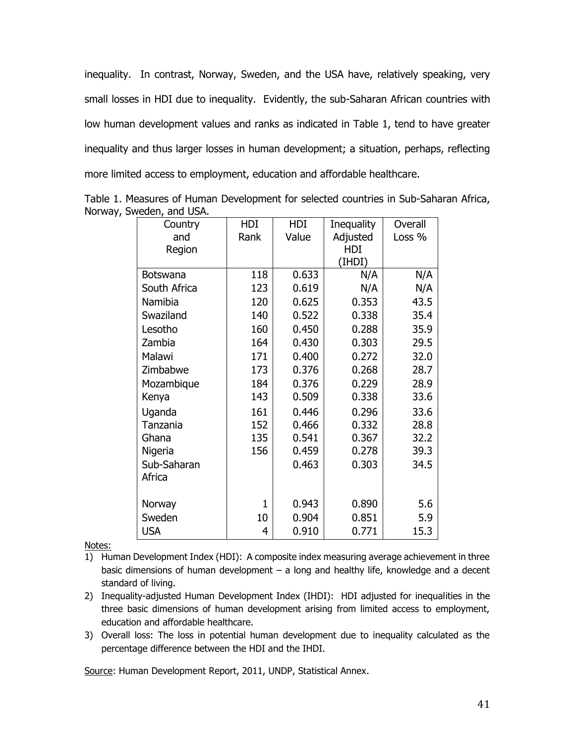inequality. In contrast, Norway, Sweden, and the USA have, relatively speaking, very small losses in HDI due to inequality. Evidently, the sub-Saharan African countries with low human development values and ranks as indicated in Table 1, tend to have greater inequality and thus larger losses in human development; a situation, perhaps, reflecting more limited access to employment, education and affordable healthcare.

Table 1. Measures of Human Development for selected countries in Sub-Saharan Africa, Norway, Sweden, and USA.

| Country and Region | HDI Rank | HDI Value | Inequality Adjusted HDI (IHDI) | Overall Loss % |
|---|---|---|---|---|
| Botswana | 118 | 0.633 | N/A | N/A |
| South Africa | 123 | 0.619 | N/A | N/A |
| Namibia | 120 | 0.625 | 0.353 | 43.5 |
| Swaziland | 140 | 0.522 | 0.338 | 35.4 |
| Lesotho | 160 | 0.450 | 0.288 | 35.9 |
| Zambia | 164 | 0.430 | 0.303 | 29.5 |
| Malawi | 171 | 0.400 | 0.272 | 32.0 |
| Zimbabwe | 173 | 0.376 | 0.268 | 28.7 |
| Mozambique | 184 | 0.376 | 0.229 | 28.9 |
| Kenya | 143 | 0.509 | 0.338 | 33.6 |
| Uganda | 161 | 0.446 | 0.296 | 33.6 |
| Tanzania | 152 | 0.466 | 0.332 | 28.8 |
| Ghana | 135 | 0.541 | 0.367 | 32.2 |
| Nigeria | 156 | 0.459 | 0.278 | 39.3 |
| Sub-Saharan Africa | | 0.463 | 0.303 | 34.5 |
| Norway | 1 | 0.943 | 0.890 | 5.6 |
| Sweden | 10 | 0.904 | 0.851 | 5.9 |
| USA | 4 | 0.910 | 0.771 | 15.3 |

Notes:

1) Human Development Index (HDI): A composite index measuring average achievement in three basic dimensions of human development – a long and healthy life, knowledge and a decent standard of living.
2) Inequality-adjusted Human Development Index (IHDI): HDI adjusted for inequalities in the three basic dimensions of human development arising from limited access to employment, education and affordable healthcare.
3) Overall loss: The loss in potential human development due to inequality calculated as the percentage difference between the HDI and the IHDI.

Source: Human Development Report, 2011, UNDP, Statistical Annex.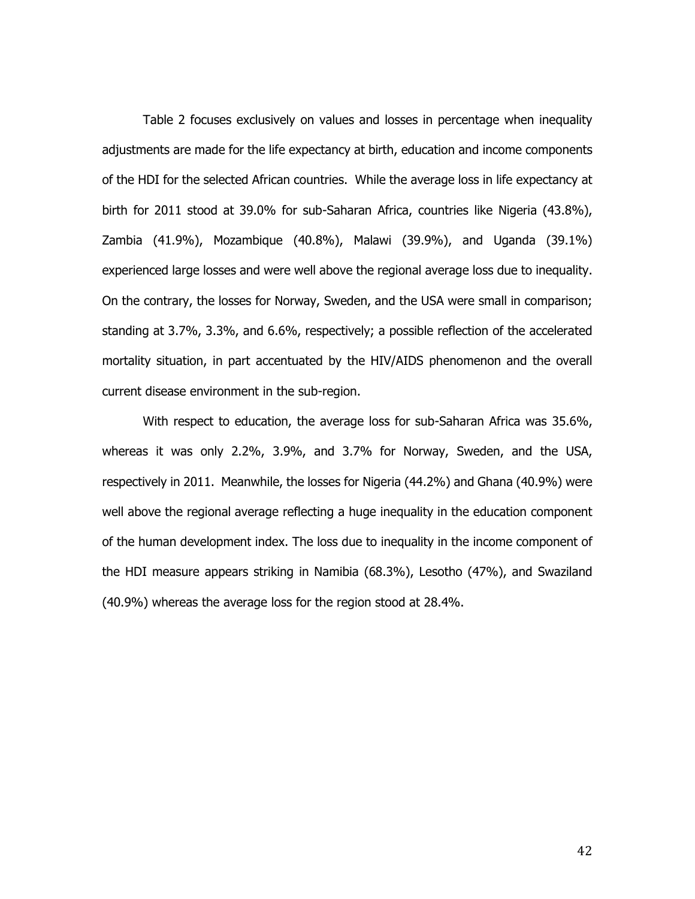Table 2 focuses exclusively on values and losses in percentage when inequality adjustments are made for the life expectancy at birth, education and income components of the HDI for the selected African countries. While the average loss in life expectancy at birth for 2011 stood at 39.0% for sub-Saharan Africa, countries like Nigeria (43.8%), Zambia (41.9%), Mozambique (40.8%), Malawi (39.9%), and Uganda (39.1%) experienced large losses and were well above the regional average loss due to inequality. On the contrary, the losses for Norway, Sweden, and the USA were small in comparison; standing at 3.7%, 3.3%, and 6.6%, respectively; a possible reflection of the accelerated mortality situation, in part accentuated by the HIV/AIDS phenomenon and the overall current disease environment in the sub-region.

With respect to education, the average loss for sub-Saharan Africa was 35.6%, whereas it was only 2.2%, 3.9%, and 3.7% for Norway, Sweden, and the USA, respectively in 2011. Meanwhile, the losses for Nigeria (44.2%) and Ghana (40.9%) were well above the regional average reflecting a huge inequality in the education component of the human development index. The loss due to inequality in the income component of the HDI measure appears striking in Namibia (68.3%), Lesotho (47%), and Swaziland (40.9%) whereas the average loss for the region stood at 28.4%.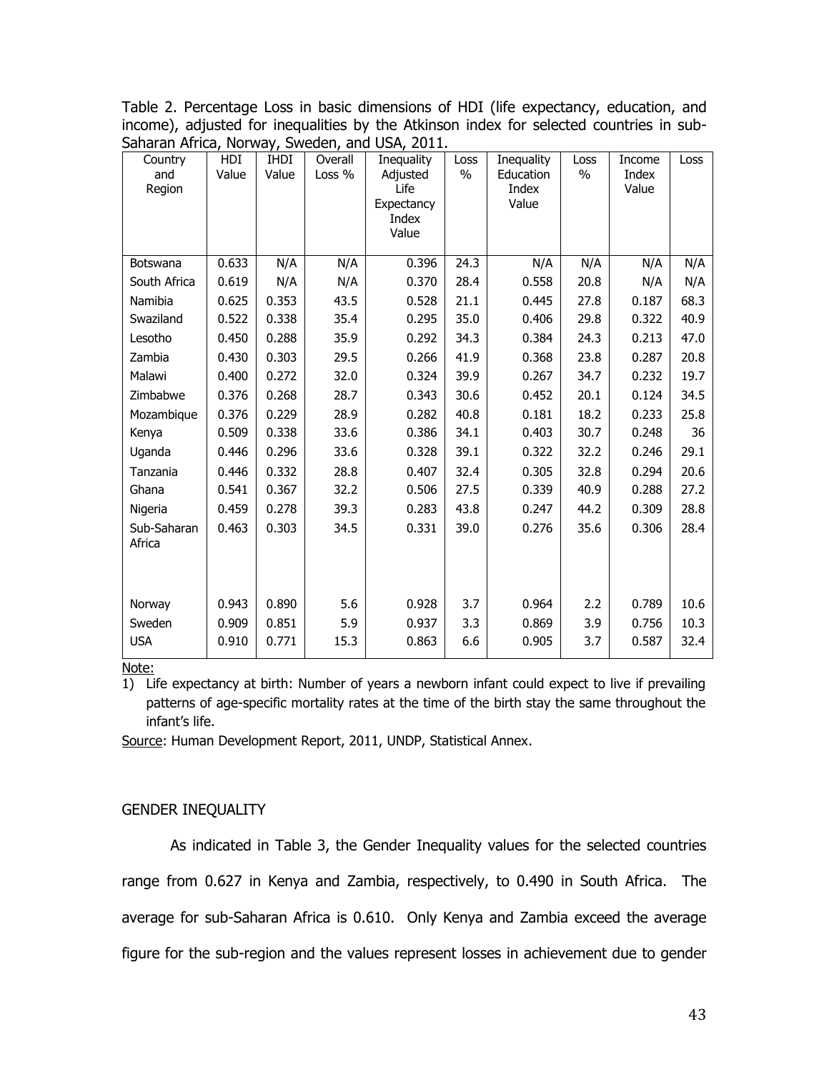Table 2. Percentage Loss in basic dimensions of HDI (life expectancy, education, and income), adjusted for inequalities by the Atkinson index for selected countries in sub-Saharan Africa, Norway, Sweden, and USA, 2011.

| Country and Region | HDI Value | IHDI Value | Overall Loss % | Inequality Adjusted Life Expectancy Index Value | Loss % | Inequality Education Index Value | Loss % | Income Index Value | Loss |
|---|---|---|---|---|---|---|---|---|---|
| Botswana | 0.633 | N/A | N/A | 0.396 | 24.3 | N/A | N/A | N/A | N/A |
| South Africa | 0.619 | N/A | N/A | 0.370 | 28.4 | 0.558 | 20.8 | N/A | N/A |
| Namibia | 0.625 | 0.353 | 43.5 | 0.528 | 21.1 | 0.445 | 27.8 | 0.187 | 68.3 |
| Swaziland | 0.522 | 0.338 | 35.4 | 0.295 | 35.0 | 0.406 | 29.8 | 0.322 | 40.9 |
| Lesotho | 0.450 | 0.288 | 35.9 | 0.292 | 34.3 | 0.384 | 24.3 | 0.213 | 47.0 |
| Zambia | 0.430 | 0.303 | 29.5 | 0.266 | 41.9 | 0.368 | 23.8 | 0.287 | 20.8 |
| Malawi | 0.400 | 0.272 | 32.0 | 0.324 | 39.9 | 0.267 | 34.7 | 0.232 | 19.7 |
| Zimbabwe | 0.376 | 0.268 | 28.7 | 0.343 | 30.6 | 0.452 | 20.1 | 0.124 | 34.5 |
| Mozambique | 0.376 | 0.229 | 28.9 | 0.282 | 40.8 | 0.181 | 18.2 | 0.233 | 25.8 |
| Kenya | 0.509 | 0.338 | 33.6 | 0.386 | 34.1 | 0.403 | 30.7 | 0.248 | 36 |
| Uganda | 0.446 | 0.296 | 33.6 | 0.328 | 39.1 | 0.322 | 32.2 | 0.246 | 29.1 |
| Tanzania | 0.446 | 0.332 | 28.8 | 0.407 | 32.4 | 0.305 | 32.8 | 0.294 | 20.6 |
| Ghana | 0.541 | 0.367 | 32.2 | 0.506 | 27.5 | 0.339 | 40.9 | 0.288 | 27.2 |
| Nigeria | 0.459 | 0.278 | 39.3 | 0.283 | 43.8 | 0.247 | 44.2 | 0.309 | 28.8 |
| Sub-Saharan Africa | 0.463 | 0.303 | 34.5 | 0.331 | 39.0 | 0.276 | 35.6 | 0.306 | 28.4 |
| Norway | 0.943 | 0.890 | 5.6 | 0.928 | 3.7 | 0.964 | 2.2 | 0.789 | 10.6 |
| Sweden | 0.909 | 0.851 | 5.9 | 0.937 | 3.3 | 0.869 | 3.9 | 0.756 | 10.3 |
| USA | 0.910 | 0.771 | 15.3 | 0.863 | 6.6 | 0.905 | 3.7 | 0.587 | 32.4 |

Note:

1) Life expectancy at birth: Number of years a newborn infant could expect to live if prevailing patterns of age-specific mortality rates at the time of the birth stay the same throughout the infant's life.

Source: Human Development Report, 2011, UNDP, Statistical Annex.

## GENDER INEQUALITY

As indicated in Table 3, the Gender Inequality values for the selected countries range from 0.627 in Kenya and Zambia, respectively, to 0.490 in South Africa. The average for sub-Saharan Africa is 0.610. Only Kenya and Zambia exceed the average figure for the sub-region and the values represent losses in achievement due to gender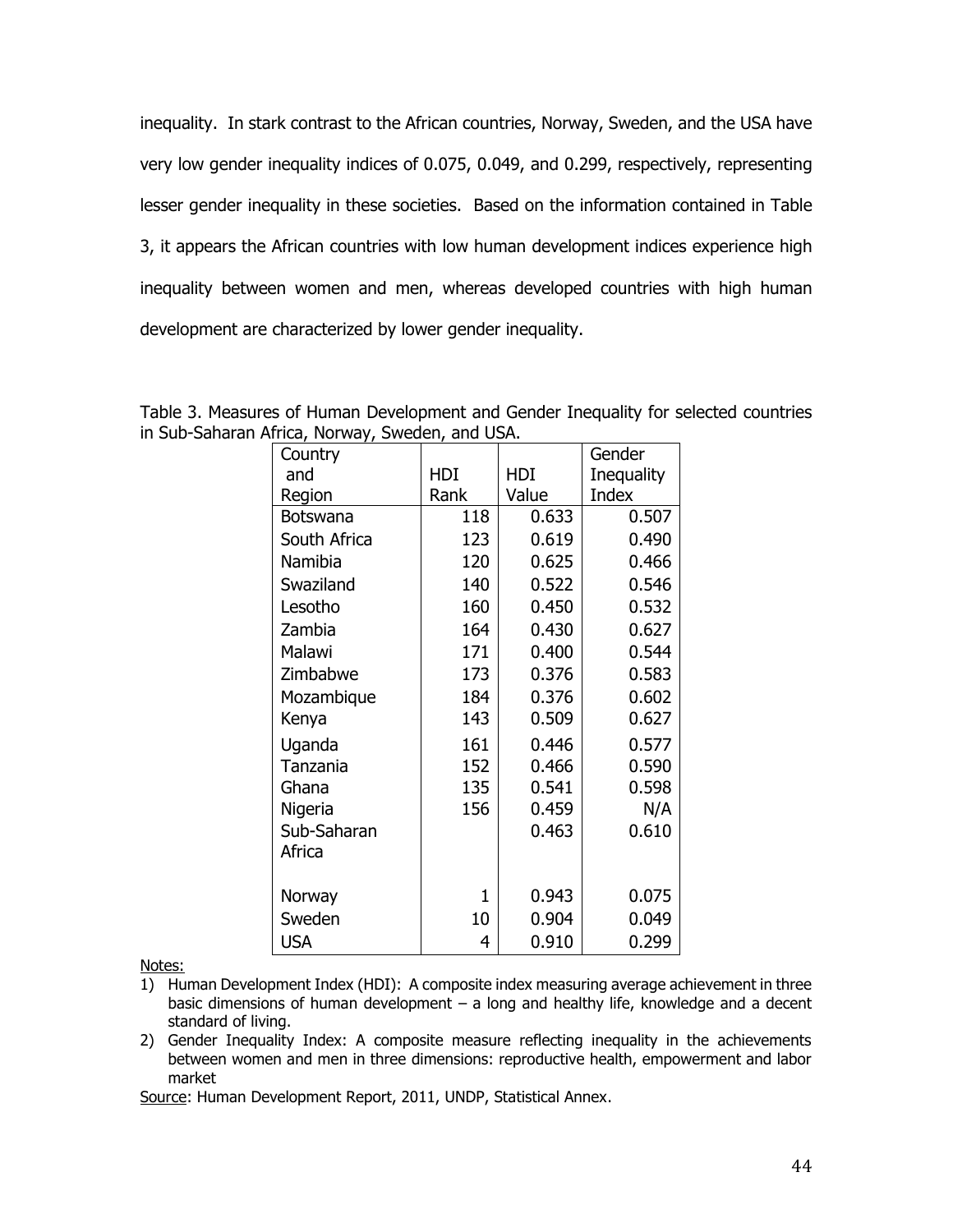inequality. In stark contrast to the African countries, Norway, Sweden, and the USA have very low gender inequality indices of 0.075, 0.049, and 0.299, respectively, representing lesser gender inequality in these societies. Based on the information contained in Table 3, it appears the African countries with low human development indices experience high inequality between women and men, whereas developed countries with high human development are characterized by lower gender inequality.

Table 3. Measures of Human Development and Gender Inequality for selected countries in Sub-Saharan Africa, Norway, Sweden, and USA.

| Country and Region | HDI Rank | HDI Value | Gender Inequality Index |
|---|---|---|---|
| Botswana | 118 | 0.633 | 0.507 |
| South Africa | 123 | 0.619 | 0.490 |
| Namibia | 120 | 0.625 | 0.466 |
| Swaziland | 140 | 0.522 | 0.546 |
| Lesotho | 160 | 0.450 | 0.532 |
| Zambia | 164 | 0.430 | 0.627 |
| Malawi | 171 | 0.400 | 0.544 |
| Zimbabwe | 173 | 0.376 | 0.583 |
| Mozambique | 184 | 0.376 | 0.602 |
| Kenya | 143 | 0.509 | 0.627 |
| Uganda | 161 | 0.446 | 0.577 |
| Tanzania | 152 | 0.466 | 0.590 |
| Ghana | 135 | 0.541 | 0.598 |
| Nigeria | 156 | 0.459 | N/A |
| Sub-Saharan Africa | | 0.463 | 0.610 |
| Norway | 1 | 0.943 | 0.075 |
| Sweden | 10 | 0.904 | 0.049 |
| USA | 4 | 0.910 | 0.299 |

Notes:

1) Human Development Index (HDI): A composite index measuring average achievement in three basic dimensions of human development – a long and healthy life, knowledge and a decent standard of living.
2) Gender Inequality Index: A composite measure reflecting inequality in the achievements between women and men in three dimensions: reproductive health, empowerment and labor market

Source: Human Development Report, 2011, UNDP, Statistical Annex.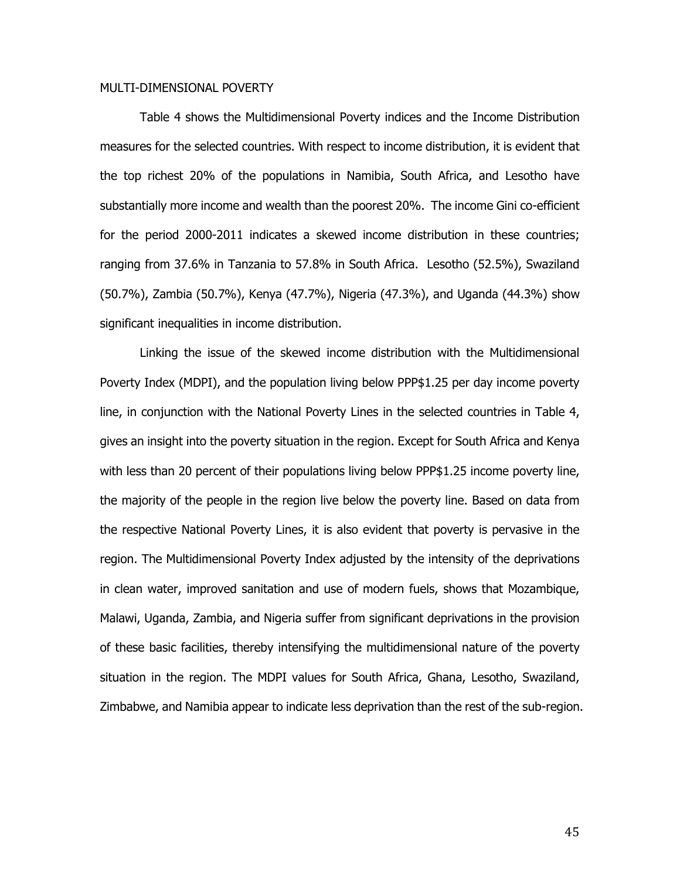## MULTI-DIMENSIONAL POVERTY

Table 4 shows the Multidimensional Poverty indices and the Income Distribution measures for the selected countries. With respect to income distribution, it is evident that the top richest 20% of the populations in Namibia, South Africa, and Lesotho have substantially more income and wealth than the poorest 20%. The income Gini co-efficient for the period 2000-2011 indicates a skewed income distribution in these countries; ranging from 37.6% in Tanzania to 57.8% in South Africa. Lesotho (52.5%), Swaziland (50.7%), Zambia (50.7%), Kenya (47.7%), Nigeria (47.3%), and Uganda (44.3%) show significant inequalities in income distribution.

Linking the issue of the skewed income distribution with the Multidimensional Poverty Index (MDPI), and the population living below PPP$1.25 per day income poverty line, in conjunction with the National Poverty Lines in the selected countries in Table 4, gives an insight into the poverty situation in the region. Except for South Africa and Kenya with less than 20 percent of their populations living below PPP$1.25 income poverty line, the majority of the people in the region live below the poverty line. Based on data from the respective National Poverty Lines, it is also evident that poverty is pervasive in the region. The Multidimensional Poverty Index adjusted by the intensity of the deprivations in clean water, improved sanitation and use of modern fuels, shows that Mozambique, Malawi, Uganda, Zambia, and Nigeria suffer from significant deprivations in the provision of these basic facilities, thereby intensifying the multidimensional nature of the poverty situation in the region. The MDPI values for South Africa, Ghana, Lesotho, Swaziland, Zimbabwe, and Namibia appear to indicate less deprivation than the rest of the sub-region.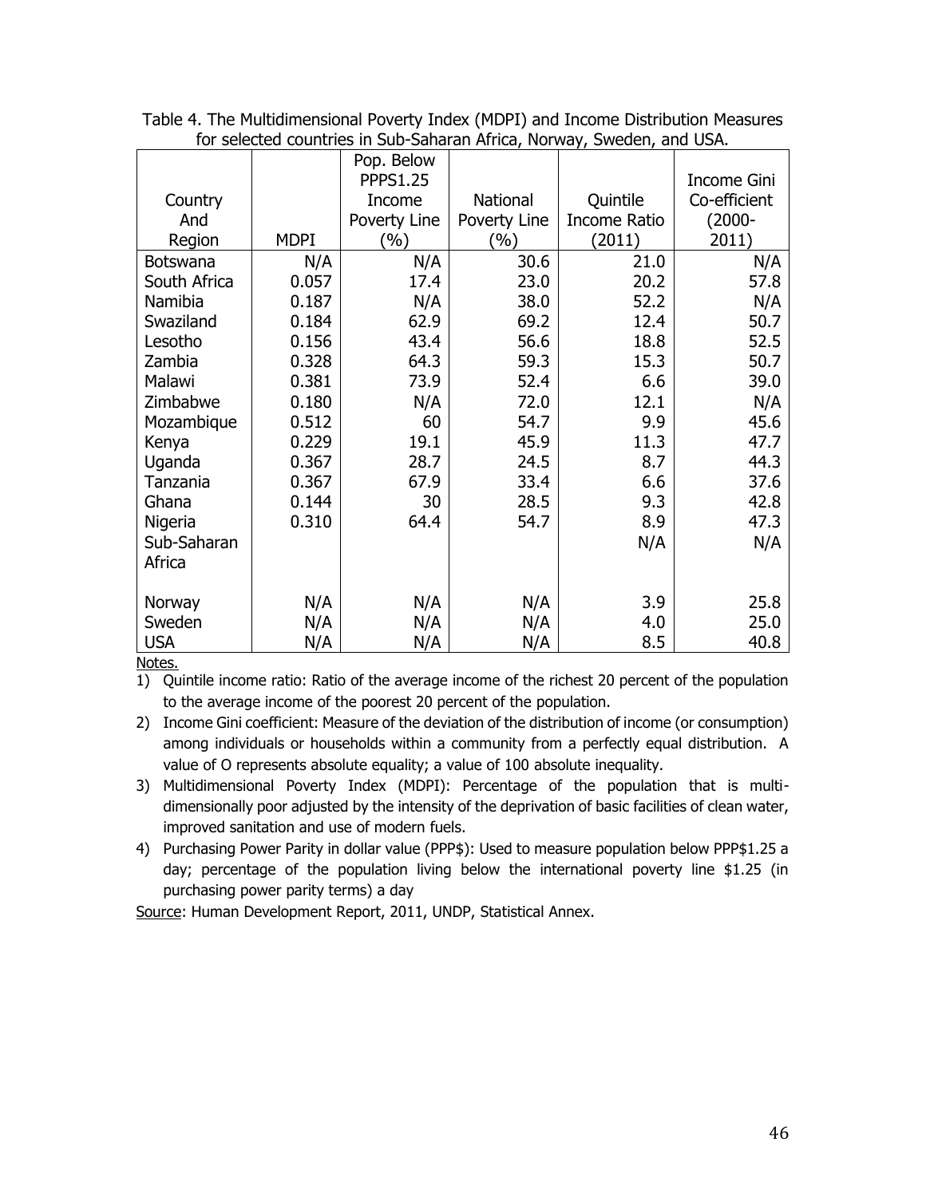Table 4. The Multidimensional Poverty Index (MDPI) and Income Distribution Measures for selected countries in Sub-Saharan Africa, Norway, Sweden, and USA.

| Country And Region | MDPI | Pop. Below PPPS1.25 Income Poverty Line (%) | National Poverty Line (%) | Quintile Income Ratio (2011) | Income Gini Co-efficient (2000-2011) |
|---|---|---|---|---|---|
| Botswana | N/A | N/A | 30.6 | 21.0 | N/A |
| South Africa | 0.057 | 17.4 | 23.0 | 20.2 | 57.8 |
| Namibia | 0.187 | N/A | 38.0 | 52.2 | N/A |
| Swaziland | 0.184 | 62.9 | 69.2 | 12.4 | 50.7 |
| Lesotho | 0.156 | 43.4 | 56.6 | 18.8 | 52.5 |
| Zambia | 0.328 | 64.3 | 59.3 | 15.3 | 50.7 |
| Malawi | 0.381 | 73.9 | 52.4 | 6.6 | 39.0 |
| Zimbabwe | 0.180 | N/A | 72.0 | 12.1 | N/A |
| Mozambique | 0.512 | 60 | 54.7 | 9.9 | 45.6 |
| Kenya | 0.229 | 19.1 | 45.9 | 11.3 | 47.7 |
| Uganda | 0.367 | 28.7 | 24.5 | 8.7 | 44.3 |
| Tanzania | 0.367 | 67.9 | 33.4 | 6.6 | 37.6 |
| Ghana | 0.144 | 30 | 28.5 | 9.3 | 42.8 |
| Nigeria | 0.310 | 64.4 | 54.7 | 8.9 | 47.3 |
| Sub-Saharan Africa | | | | N/A | N/A |
| Norway | N/A | N/A | N/A | 3.9 | 25.8 |
| Sweden | N/A | N/A | N/A | 4.0 | 25.0 |
| USA | N/A | N/A | N/A | 8.5 | 40.8 |

Notes.

1) Quintile income ratio: Ratio of the average income of the richest 20 percent of the population to the average income of the poorest 20 percent of the population.
2) Income Gini coefficient: Measure of the deviation of the distribution of income (or consumption) among individuals or households within a community from a perfectly equal distribution. A value of O represents absolute equality; a value of 100 absolute inequality.
3) Multidimensional Poverty Index (MDPI): Percentage of the population that is multi-dimensionally poor adjusted by the intensity of the deprivation of basic facilities of clean water, improved sanitation and use of modern fuels.
4) Purchasing Power Parity in dollar value (PPP$): Used to measure population below PPP$1.25 a day; percentage of the population living below the international poverty line $1.25 (in purchasing power parity terms) a day

Source: Human Development Report, 2011, UNDP, Statistical Annex.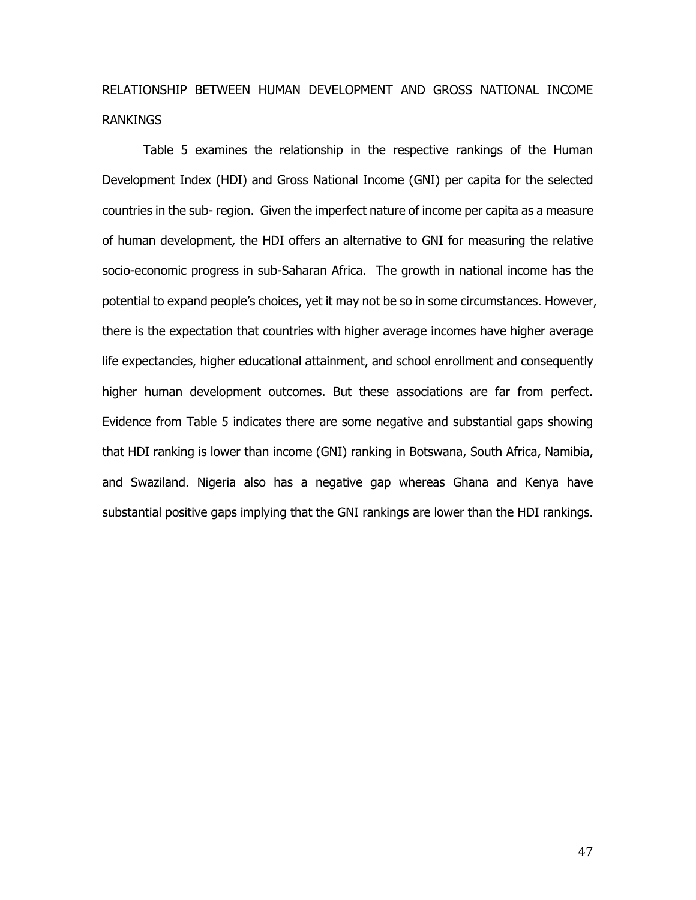## RELATIONSHIP BETWEEN HUMAN DEVELOPMENT AND GROSS NATIONAL INCOME RANKINGS

Table 5 examines the relationship in the respective rankings of the Human Development Index (HDI) and Gross National Income (GNI) per capita for the selected countries in the sub- region. Given the imperfect nature of income per capita as a measure of human development, the HDI offers an alternative to GNI for measuring the relative socio-economic progress in sub-Saharan Africa. The growth in national income has the potential to expand people's choices, yet it may not be so in some circumstances. However, there is the expectation that countries with higher average incomes have higher average life expectancies, higher educational attainment, and school enrollment and consequently higher human development outcomes. But these associations are far from perfect. Evidence from Table 5 indicates there are some negative and substantial gaps showing that HDI ranking is lower than income (GNI) ranking in Botswana, South Africa, Namibia, and Swaziland. Nigeria also has a negative gap whereas Ghana and Kenya have substantial positive gaps implying that the GNI rankings are lower than the HDI rankings.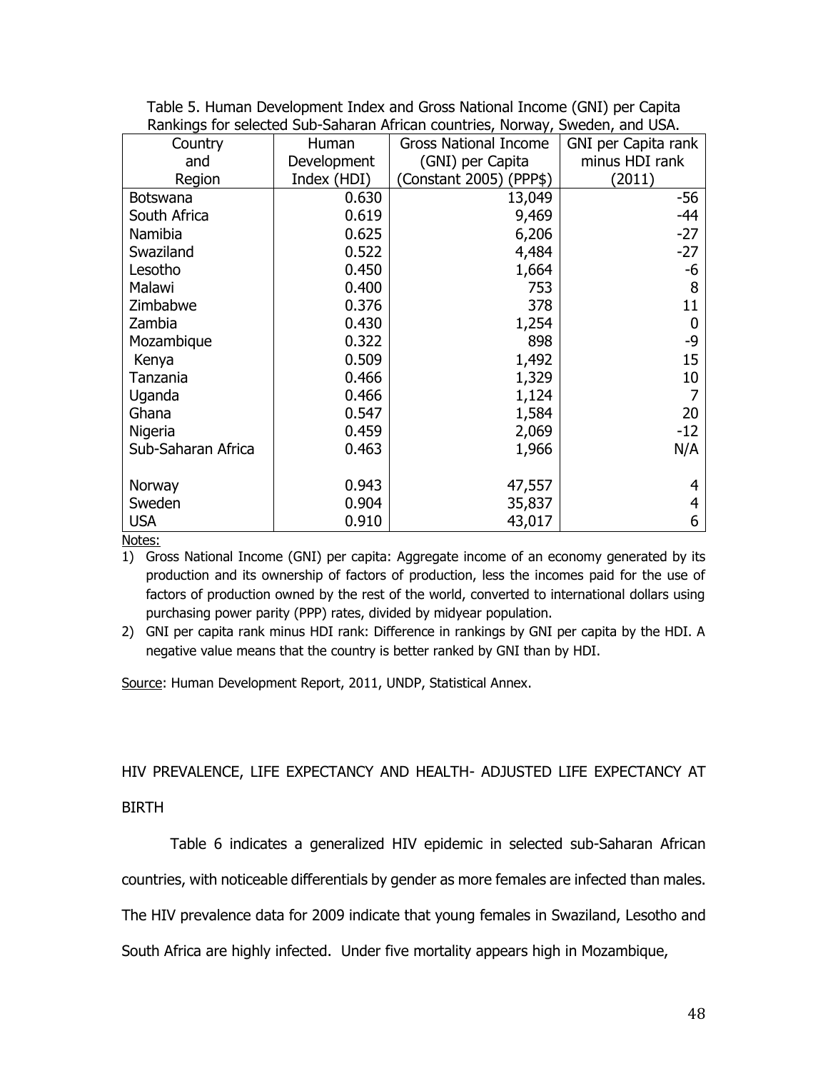Table 5. Human Development Index and Gross National Income (GNI) per Capita Rankings for selected Sub-Saharan African countries, Norway, Sweden, and USA.

| Country and Region | Human Development Index (HDI) | Gross National Income (GNI) per Capita (Constant 2005) (PPP$) | GNI per Capita rank minus HDI rank (2011) |
|---|---|---|---|
| Botswana | 0.630 | 13,049 | -56 |
| South Africa | 0.619 | 9,469 | -44 |
| Namibia | 0.625 | 6,206 | -27 |
| Swaziland | 0.522 | 4,484 | -27 |
| Lesotho | 0.450 | 1,664 | -6 |
| Malawi | 0.400 | 753 | 8 |
| Zimbabwe | 0.376 | 378 | 11 |
| Zambia | 0.430 | 1,254 | 0 |
| Mozambique | 0.322 | 898 | -9 |
| Kenya | 0.509 | 1,492 | 15 |
| Tanzania | 0.466 | 1,329 | 10 |
| Uganda | 0.466 | 1,124 | 7 |
| Ghana | 0.547 | 1,584 | 20 |
| Nigeria | 0.459 | 2,069 | -12 |
| Sub-Saharan Africa | 0.463 | 1,966 | N/A |
| | | | |
| Norway | 0.943 | 47,557 | 4 |
| Sweden | 0.904 | 35,837 | 4 |
| USA | 0.910 | 43,017 | 6 |

Notes:

1) Gross National Income (GNI) per capita: Aggregate income of an economy generated by its production and its ownership of factors of production, less the incomes paid for the use of factors of production owned by the rest of the world, converted to international dollars using purchasing power parity (PPP) rates, divided by midyear population.
2) GNI per capita rank minus HDI rank: Difference in rankings by GNI per capita by the HDI. A negative value means that the country is better ranked by GNI than by HDI.

Source: Human Development Report, 2011, UNDP, Statistical Annex.

## HIV PREVALENCE, LIFE EXPECTANCY AND HEALTH- ADJUSTED LIFE EXPECTANCY AT BIRTH

Table 6 indicates a generalized HIV epidemic in selected sub-Saharan African countries, with noticeable differentials by gender as more females are infected than males. The HIV prevalence data for 2009 indicate that young females in Swaziland, Lesotho and South Africa are highly infected. Under five mortality appears high in Mozambique,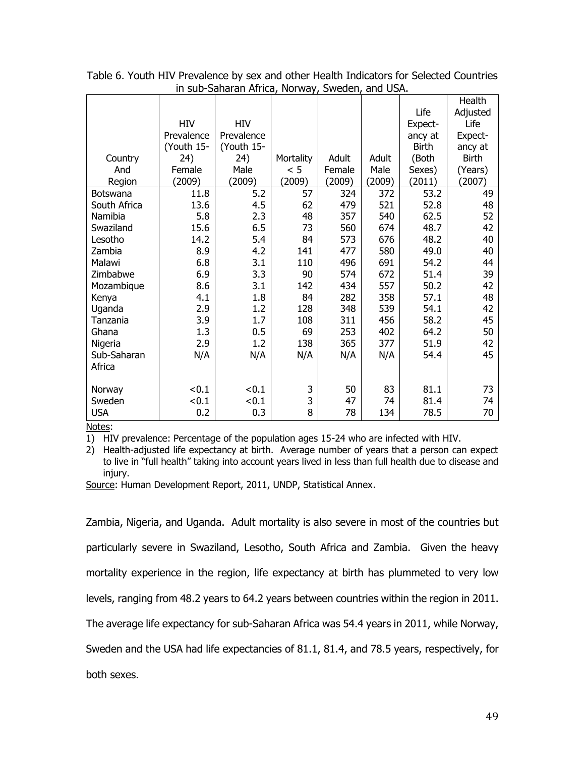Table 6. Youth HIV Prevalence by sex and other Health Indicators for Selected Countries in sub-Saharan Africa, Norway, Sweden, and USA.

| Country And Region | HIV Prevalence (Youth 15-24) Female (2009) | HIV Prevalence (Youth 15-24) Male (2009) | Mortality < 5 (2009) | Adult Female (2009) | Adult Male (2009) | Life Expect-ancy at Birth (Both Sexes) (2011) | Health Adjusted Life Expect-ancy at Birth (Years) (2007) |
|---|---|---|---|---|---|---|---|
| Botswana | 11.8 | 5.2 | 57 | 324 | 372 | 53.2 | 49 |
| South Africa | 13.6 | 4.5 | 62 | 479 | 521 | 52.8 | 48 |
| Namibia | 5.8 | 2.3 | 48 | 357 | 540 | 62.5 | 52 |
| Swaziland | 15.6 | 6.5 | 73 | 560 | 674 | 48.7 | 42 |
| Lesotho | 14.2 | 5.4 | 84 | 573 | 676 | 48.2 | 40 |
| Zambia | 8.9 | 4.2 | 141 | 477 | 580 | 49.0 | 40 |
| Malawi | 6.8 | 3.1 | 110 | 496 | 691 | 54.2 | 44 |
| Zimbabwe | 6.9 | 3.3 | 90 | 574 | 672 | 51.4 | 39 |
| Mozambique | 8.6 | 3.1 | 142 | 434 | 557 | 50.2 | 42 |
| Kenya | 4.1 | 1.8 | 84 | 282 | 358 | 57.1 | 48 |
| Uganda | 2.9 | 1.2 | 128 | 348 | 539 | 54.1 | 42 |
| Tanzania | 3.9 | 1.7 | 108 | 311 | 456 | 58.2 | 45 |
| Ghana | 1.3 | 0.5 | 69 | 253 | 402 | 64.2 | 50 |
| Nigeria | 2.9 | 1.2 | 138 | 365 | 377 | 51.9 | 42 |
| Sub-Saharan Africa | N/A | N/A | N/A | N/A | N/A | 54.4 | 45 |
| Norway | <0.1 | <0.1 | 3 | 50 | 83 | 81.1 | 73 |
| Sweden | <0.1 | <0.1 | 3 | 47 | 74 | 81.4 | 74 |
| USA | 0.2 | 0.3 | 8 | 78 | 134 | 78.5 | 70 |

Notes:

1) HIV prevalence: Percentage of the population ages 15-24 who are infected with HIV.
2) Health-adjusted life expectancy at birth. Average number of years that a person can expect to live in "full health" taking into account years lived in less than full health due to disease and injury.

Source: Human Development Report, 2011, UNDP, Statistical Annex.

Zambia, Nigeria, and Uganda. Adult mortality is also severe in most of the countries but particularly severe in Swaziland, Lesotho, South Africa and Zambia. Given the heavy mortality experience in the region, life expectancy at birth has plummeted to very low levels, ranging from 48.2 years to 64.2 years between countries within the region in 2011. The average life expectancy for sub-Saharan Africa was 54.4 years in 2011, while Norway, Sweden and the USA had life expectancies of 81.1, 81.4, and 78.5 years, respectively, for both sexes.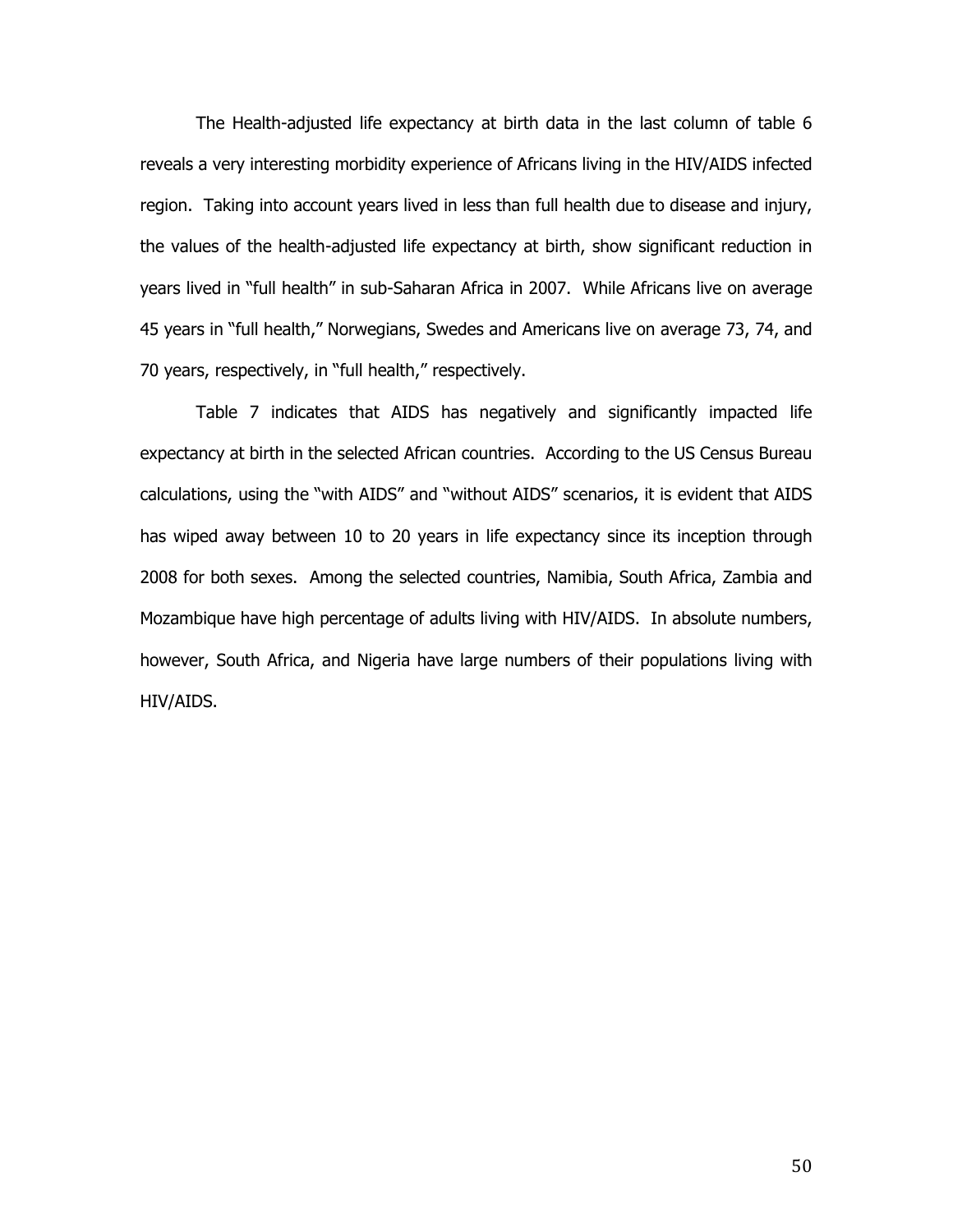The Health-adjusted life expectancy at birth data in the last column of table 6 reveals a very interesting morbidity experience of Africans living in the HIV/AIDS infected region. Taking into account years lived in less than full health due to disease and injury, the values of the health-adjusted life expectancy at birth, show significant reduction in years lived in "full health" in sub-Saharan Africa in 2007. While Africans live on average 45 years in "full health," Norwegians, Swedes and Americans live on average 73, 74, and 70 years, respectively, in "full health," respectively.

Table 7 indicates that AIDS has negatively and significantly impacted life expectancy at birth in the selected African countries. According to the US Census Bureau calculations, using the "with AIDS" and "without AIDS" scenarios, it is evident that AIDS has wiped away between 10 to 20 years in life expectancy since its inception through 2008 for both sexes. Among the selected countries, Namibia, South Africa, Zambia and Mozambique have high percentage of adults living with HIV/AIDS. In absolute numbers, however, South Africa, and Nigeria have large numbers of their populations living with HIV/AIDS.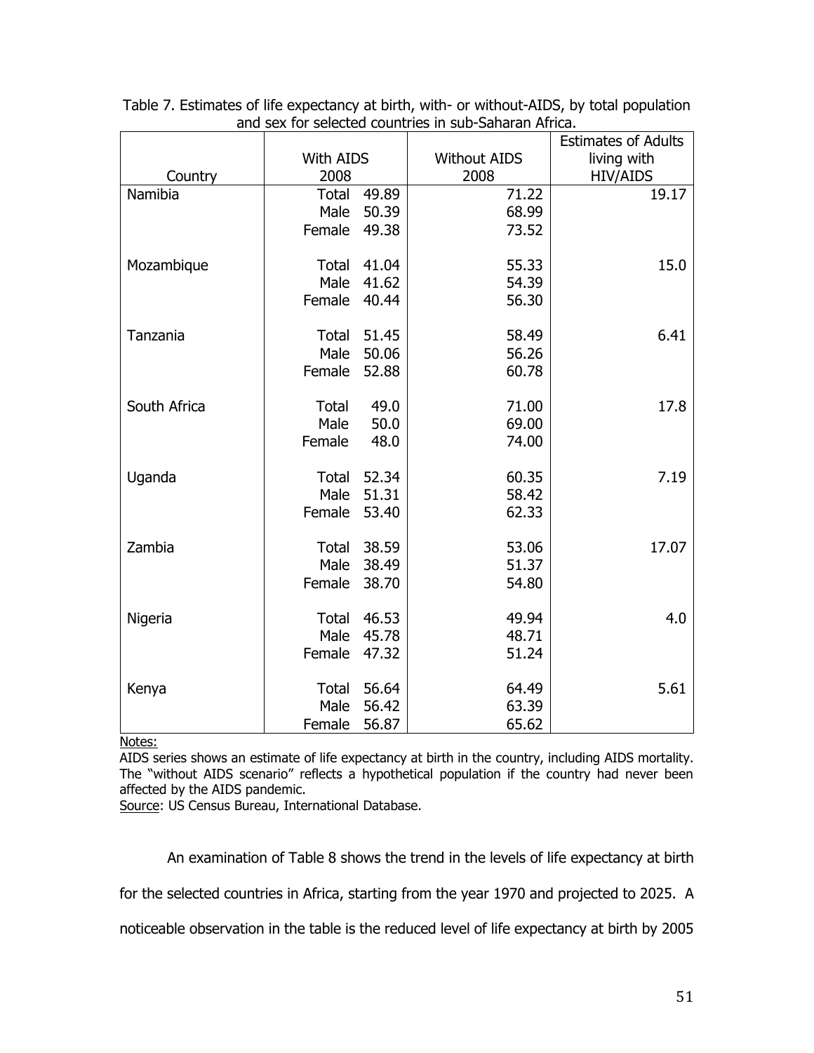Table 7. Estimates of life expectancy at birth, with- or without-AIDS, by total population and sex for selected countries in sub-Saharan Africa.

| Country | With AIDS 2008 | | Without AIDS 2008 | Estimates of Adults living with HIV/AIDS |
|---|---|---|---|---|
| Namibia | Total | 49.89 | 71.22 | 19.17 |
| | Male | 50.39 | 68.99 | |
| | Female | 49.38 | 73.52 | |
| Mozambique | Total | 41.04 | 55.33 | 15.0 |
| | Male | 41.62 | 54.39 | |
| | Female | 40.44 | 56.30 | |
| Tanzania | Total | 51.45 | 58.49 | 6.41 |
| | Male | 50.06 | 56.26 | |
| | Female | 52.88 | 60.78 | |
| South Africa | Total | 49.0 | 71.00 | 17.8 |
| | Male | 50.0 | 69.00 | |
| | Female | 48.0 | 74.00 | |
| Uganda | Total | 52.34 | 60.35 | 7.19 |
| | Male | 51.31 | 58.42 | |
| | Female | 53.40 | 62.33 | |
| Zambia | Total | 38.59 | 53.06 | 17.07 |
| | Male | 38.49 | 51.37 | |
| | Female | 38.70 | 54.80 | |
| Nigeria | Total | 46.53 | 49.94 | 4.0 |
| | Male | 45.78 | 48.71 | |
| | Female | 47.32 | 51.24 | |
| Kenya | Total | 56.64 | 64.49 | 5.61 |
| | Male | 56.42 | 63.39 | |
| | Female | 56.87 | 65.62 | |

Notes:

AIDS series shows an estimate of life expectancy at birth in the country, including AIDS mortality. The "without AIDS scenario" reflects a hypothetical population if the country had never been affected by the AIDS pandemic.

Source: US Census Bureau, International Database.

An examination of Table 8 shows the trend in the levels of life expectancy at birth for the selected countries in Africa, starting from the year 1970 and projected to 2025. A noticeable observation in the table is the reduced level of life expectancy at birth by 2005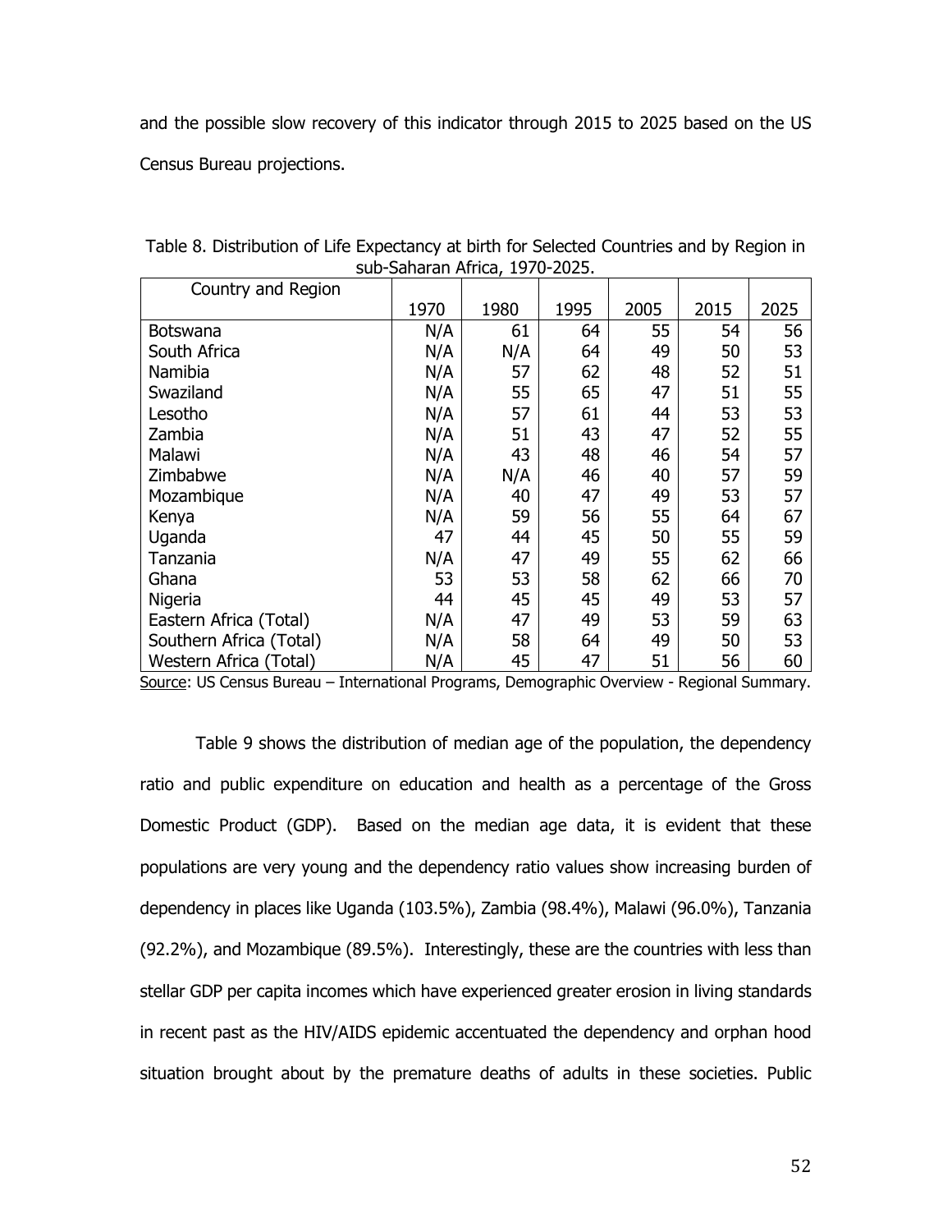and the possible slow recovery of this indicator through 2015 to 2025 based on the US Census Bureau projections.

Table 8. Distribution of Life Expectancy at birth for Selected Countries and by Region in sub-Saharan Africa, 1970-2025.

| Country and Region | 1970 | 1980 | 1995 | 2005 | 2015 | 2025 |
|---|---|---|---|---|---|---|
| Botswana | N/A | 61 | 64 | 55 | 54 | 56 |
| South Africa | N/A | N/A | 64 | 49 | 50 | 53 |
| Namibia | N/A | 57 | 62 | 48 | 52 | 51 |
| Swaziland | N/A | 55 | 65 | 47 | 51 | 55 |
| Lesotho | N/A | 57 | 61 | 44 | 53 | 53 |
| Zambia | N/A | 51 | 43 | 47 | 52 | 55 |
| Malawi | N/A | 43 | 48 | 46 | 54 | 57 |
| Zimbabwe | N/A | N/A | 46 | 40 | 57 | 59 |
| Mozambique | N/A | 40 | 47 | 49 | 53 | 57 |
| Kenya | N/A | 59 | 56 | 55 | 64 | 67 |
| Uganda | 47 | 44 | 45 | 50 | 55 | 59 |
| Tanzania | N/A | 47 | 49 | 55 | 62 | 66 |
| Ghana | 53 | 53 | 58 | 62 | 66 | 70 |
| Nigeria | 44 | 45 | 45 | 49 | 53 | 57 |
| Eastern Africa (Total) | N/A | 47 | 49 | 53 | 59 | 63 |
| Southern Africa (Total) | N/A | 58 | 64 | 49 | 50 | 53 |
| Western Africa (Total) | N/A | 45 | 47 | 51 | 56 | 60 |

Source: US Census Bureau – International Programs, Demographic Overview - Regional Summary.

Table 9 shows the distribution of median age of the population, the dependency ratio and public expenditure on education and health as a percentage of the Gross Domestic Product (GDP). Based on the median age data, it is evident that these populations are very young and the dependency ratio values show increasing burden of dependency in places like Uganda (103.5%), Zambia (98.4%), Malawi (96.0%), Tanzania (92.2%), and Mozambique (89.5%). Interestingly, these are the countries with less than stellar GDP per capita incomes which have experienced greater erosion in living standards in recent past as the HIV/AIDS epidemic accentuated the dependency and orphan hood situation brought about by the premature deaths of adults in these societies. Public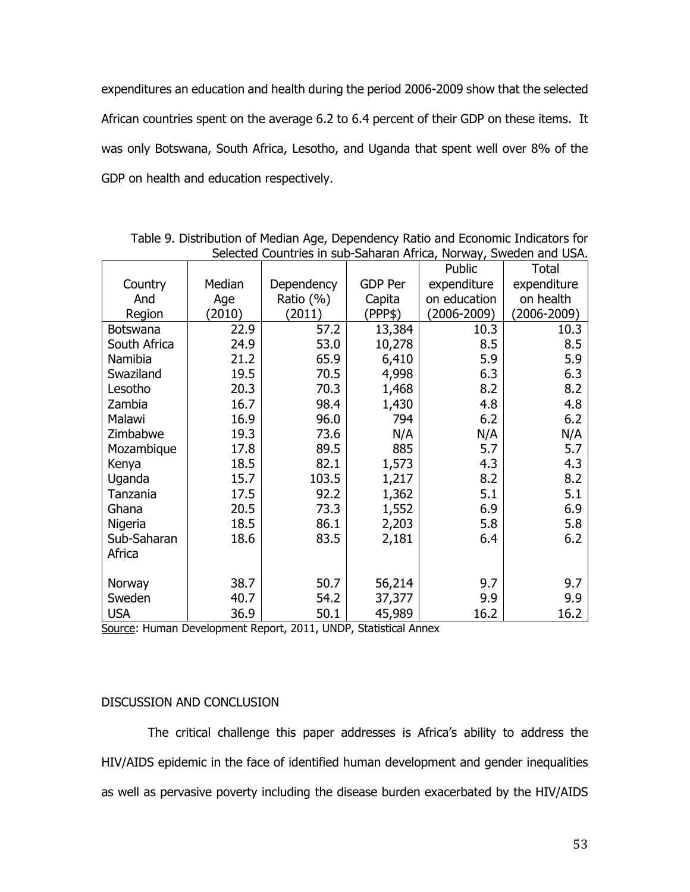expenditures an education and health during the period 2006-2009 show that the selected African countries spent on the average 6.2 to 6.4 percent of their GDP on these items. It was only Botswana, South Africa, Lesotho, and Uganda that spent well over 8% of the GDP on health and education respectively.

Table 9. Distribution of Median Age, Dependency Ratio and Economic Indicators for Selected Countries in sub-Saharan Africa, Norway, Sweden and USA.

| Country And Region | Median Age (2010) | Dependency Ratio (%) (2011) | GDP Per Capita (PPP$) | Public expenditure on education (2006-2009) | Total expenditure on health (2006-2009) |
|---|---|---|---|---|---|
| Botswana | 22.9 | 57.2 | 13,384 | 10.3 | 10.3 |
| South Africa | 24.9 | 53.0 | 10,278 | 8.5 | 8.5 |
| Namibia | 21.2 | 65.9 | 6,410 | 5.9 | 5.9 |
| Swaziland | 19.5 | 70.5 | 4,998 | 6.3 | 6.3 |
| Lesotho | 20.3 | 70.3 | 1,468 | 8.2 | 8.2 |
| Zambia | 16.7 | 98.4 | 1,430 | 4.8 | 4.8 |
| Malawi | 16.9 | 96.0 | 794 | 6.2 | 6.2 |
| Zimbabwe | 19.3 | 73.6 | N/A | N/A | N/A |
| Mozambique | 17.8 | 89.5 | 885 | 5.7 | 5.7 |
| Kenya | 18.5 | 82.1 | 1,573 | 4.3 | 4.3 |
| Uganda | 15.7 | 103.5 | 1,217 | 8.2 | 8.2 |
| Tanzania | 17.5 | 92.2 | 1,362 | 5.1 | 5.1 |
| Ghana | 20.5 | 73.3 | 1,552 | 6.9 | 6.9 |
| Nigeria | 18.5 | 86.1 | 2,203 | 5.8 | 5.8 |
| Sub-Saharan Africa | 18.6 | 83.5 | 2,181 | 6.4 | 6.2 |
| Norway | 38.7 | 50.7 | 56,214 | 9.7 | 9.7 |
| Sweden | 40.7 | 54.2 | 37,377 | 9.9 | 9.9 |
| USA | 36.9 | 50.1 | 45,989 | 16.2 | 16.2 |

Source: Human Development Report, 2011, UNDP, Statistical Annex

## DISCUSSION AND CONCLUSION

The critical challenge this paper addresses is Africa's ability to address the HIV/AIDS epidemic in the face of identified human development and gender inequalities as well as pervasive poverty including the disease burden exacerbated by the HIV/AIDS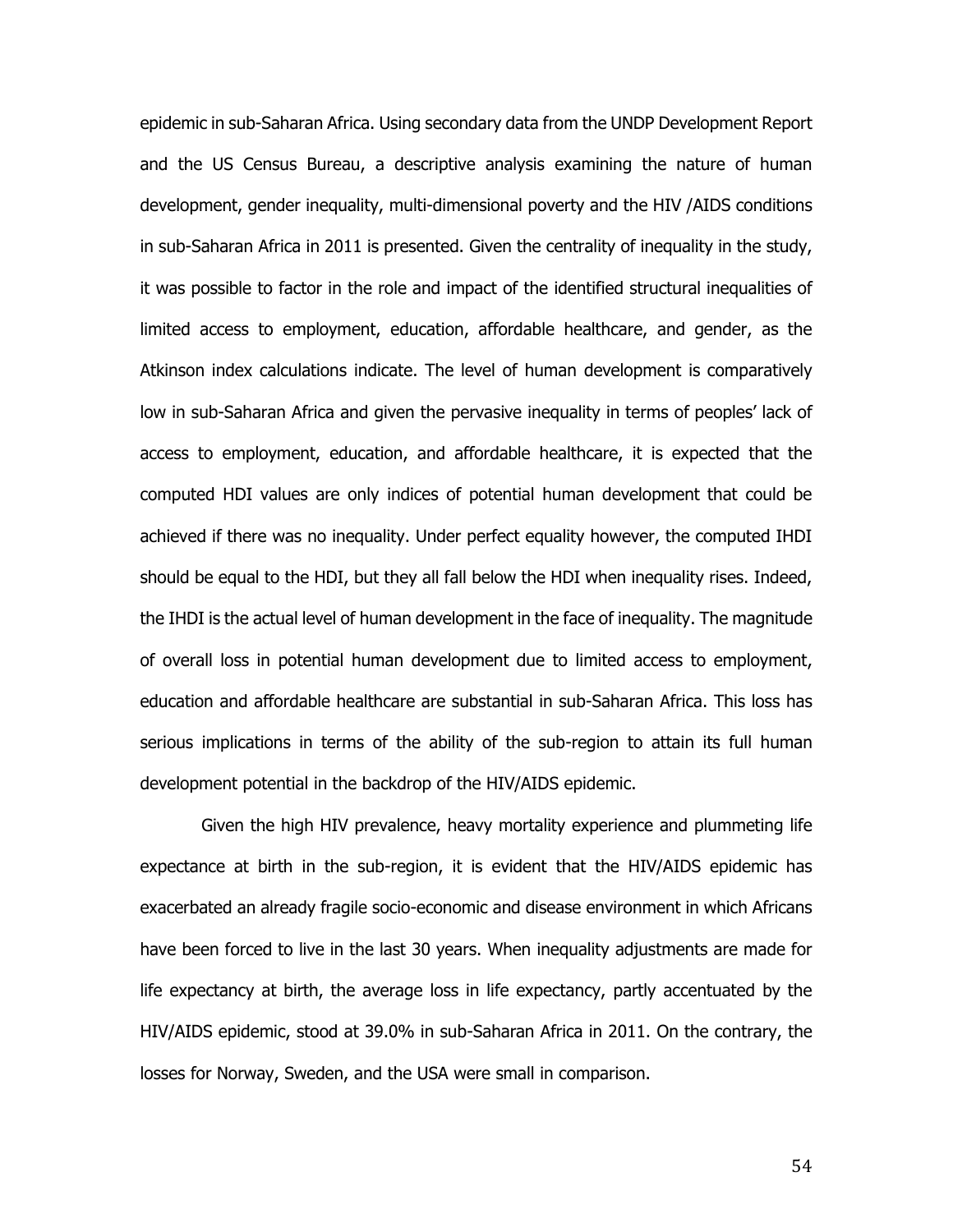epidemic in sub-Saharan Africa. Using secondary data from the UNDP Development Report and the US Census Bureau, a descriptive analysis examining the nature of human development, gender inequality, multi-dimensional poverty and the HIV /AIDS conditions in sub-Saharan Africa in 2011 is presented. Given the centrality of inequality in the study, it was possible to factor in the role and impact of the identified structural inequalities of limited access to employment, education, affordable healthcare, and gender, as the Atkinson index calculations indicate. The level of human development is comparatively low in sub-Saharan Africa and given the pervasive inequality in terms of peoples' lack of access to employment, education, and affordable healthcare, it is expected that the computed HDI values are only indices of potential human development that could be achieved if there was no inequality. Under perfect equality however, the computed IHDI should be equal to the HDI, but they all fall below the HDI when inequality rises. Indeed, the IHDI is the actual level of human development in the face of inequality. The magnitude of overall loss in potential human development due to limited access to employment, education and affordable healthcare are substantial in sub-Saharan Africa. This loss has serious implications in terms of the ability of the sub-region to attain its full human development potential in the backdrop of the HIV/AIDS epidemic.

Given the high HIV prevalence, heavy mortality experience and plummeting life expectance at birth in the sub-region, it is evident that the HIV/AIDS epidemic has exacerbated an already fragile socio-economic and disease environment in which Africans have been forced to live in the last 30 years. When inequality adjustments are made for life expectancy at birth, the average loss in life expectancy, partly accentuated by the HIV/AIDS epidemic, stood at 39.0% in sub-Saharan Africa in 2011. On the contrary, the losses for Norway, Sweden, and the USA were small in comparison.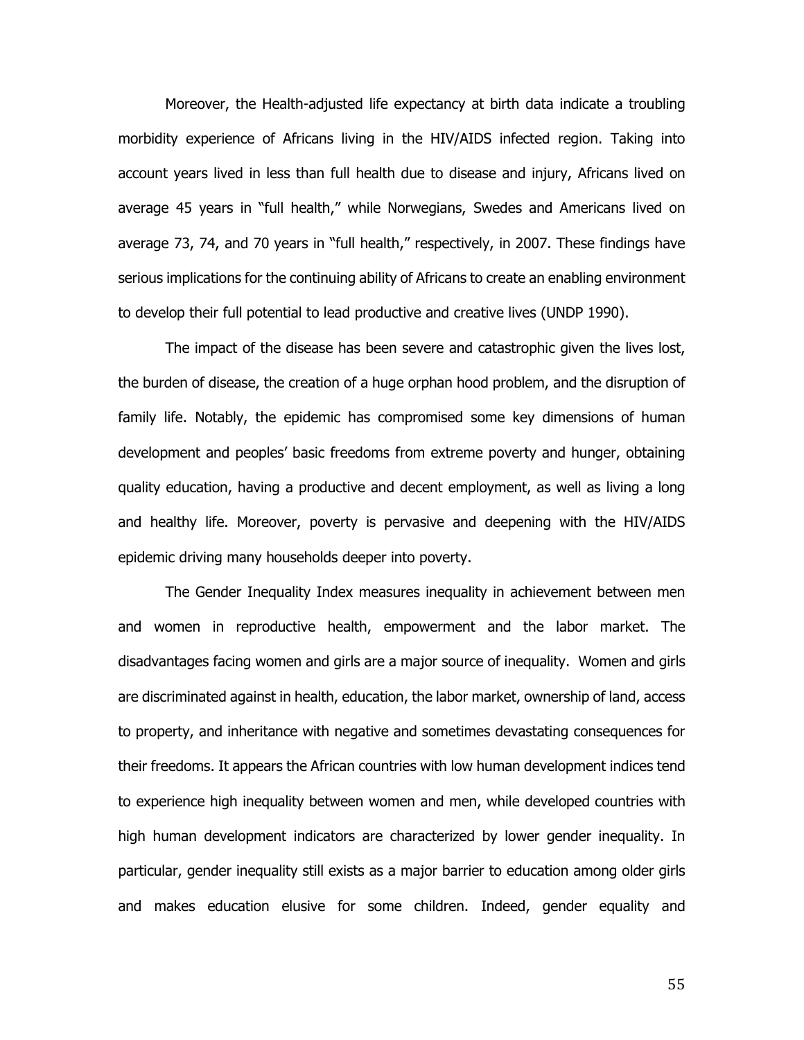Moreover, the Health-adjusted life expectancy at birth data indicate a troubling morbidity experience of Africans living in the HIV/AIDS infected region. Taking into account years lived in less than full health due to disease and injury, Africans lived on average 45 years in "full health," while Norwegians, Swedes and Americans lived on average 73, 74, and 70 years in "full health," respectively, in 2007. These findings have serious implications for the continuing ability of Africans to create an enabling environment to develop their full potential to lead productive and creative lives (UNDP 1990).

The impact of the disease has been severe and catastrophic given the lives lost, the burden of disease, the creation of a huge orphan hood problem, and the disruption of family life. Notably, the epidemic has compromised some key dimensions of human development and peoples' basic freedoms from extreme poverty and hunger, obtaining quality education, having a productive and decent employment, as well as living a long and healthy life. Moreover, poverty is pervasive and deepening with the HIV/AIDS epidemic driving many households deeper into poverty.

The Gender Inequality Index measures inequality in achievement between men and women in reproductive health, empowerment and the labor market. The disadvantages facing women and girls are a major source of inequality. Women and girls are discriminated against in health, education, the labor market, ownership of land, access to property, and inheritance with negative and sometimes devastating consequences for their freedoms. It appears the African countries with low human development indices tend to experience high inequality between women and men, while developed countries with high human development indicators are characterized by lower gender inequality. In particular, gender inequality still exists as a major barrier to education among older girls and makes education elusive for some children. Indeed, gender equality and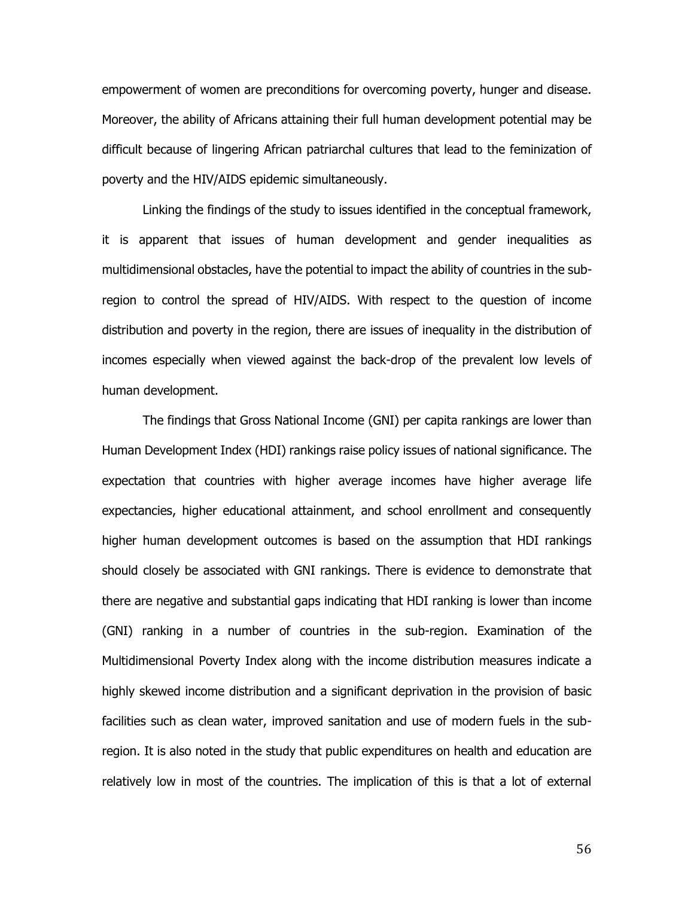empowerment of women are preconditions for overcoming poverty, hunger and disease. Moreover, the ability of Africans attaining their full human development potential may be difficult because of lingering African patriarchal cultures that lead to the feminization of poverty and the HIV/AIDS epidemic simultaneously.

Linking the findings of the study to issues identified in the conceptual framework, it is apparent that issues of human development and gender inequalities as multidimensional obstacles, have the potential to impact the ability of countries in the sub-region to control the spread of HIV/AIDS. With respect to the question of income distribution and poverty in the region, there are issues of inequality in the distribution of incomes especially when viewed against the back-drop of the prevalent low levels of human development.

The findings that Gross National Income (GNI) per capita rankings are lower than Human Development Index (HDI) rankings raise policy issues of national significance. The expectation that countries with higher average incomes have higher average life expectancies, higher educational attainment, and school enrollment and consequently higher human development outcomes is based on the assumption that HDI rankings should closely be associated with GNI rankings. There is evidence to demonstrate that there are negative and substantial gaps indicating that HDI ranking is lower than income (GNI) ranking in a number of countries in the sub-region. Examination of the Multidimensional Poverty Index along with the income distribution measures indicate a highly skewed income distribution and a significant deprivation in the provision of basic facilities such as clean water, improved sanitation and use of modern fuels in the sub-region. It is also noted in the study that public expenditures on health and education are relatively low in most of the countries. The implication of this is that a lot of external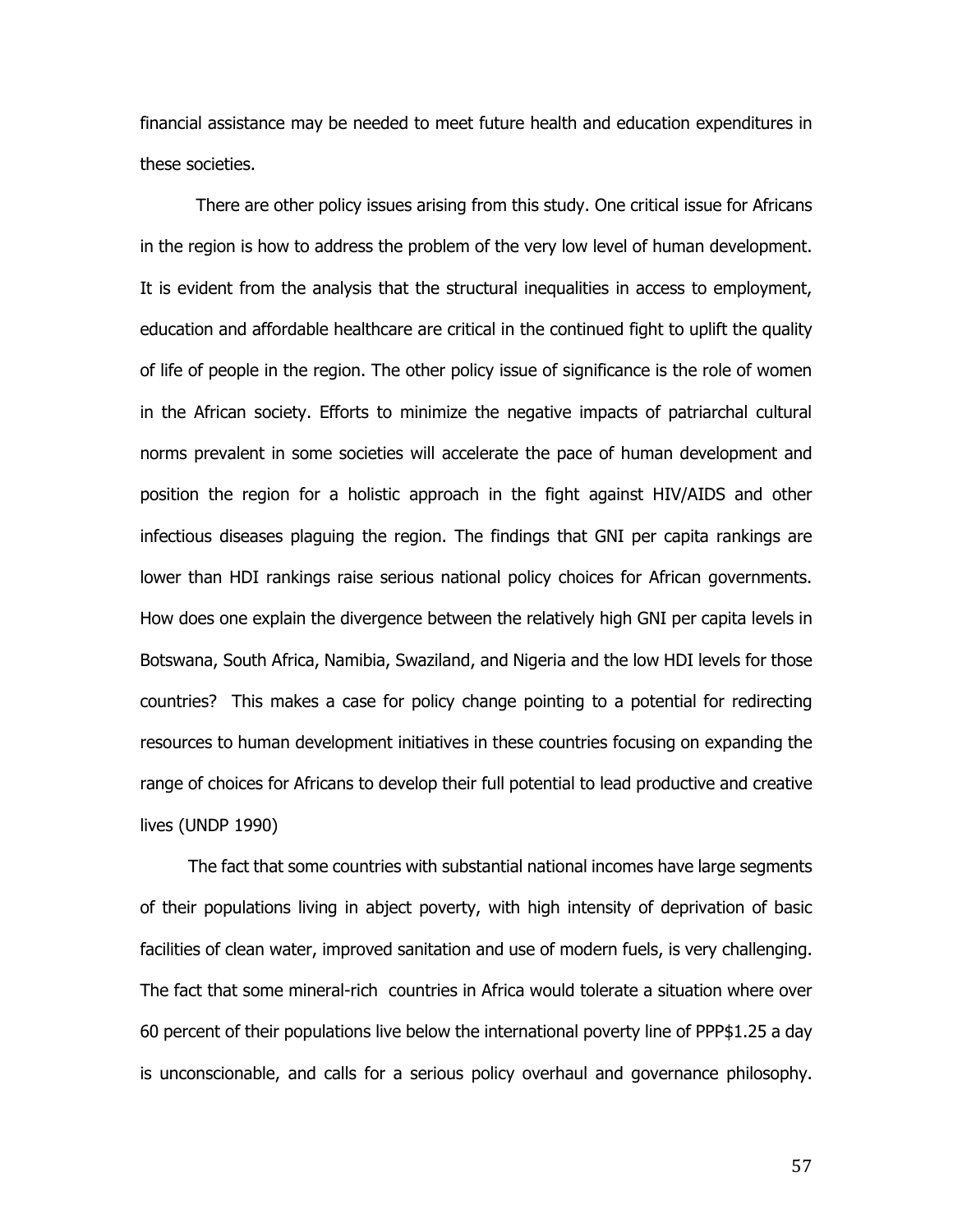financial assistance may be needed to meet future health and education expenditures in these societies.

There are other policy issues arising from this study. One critical issue for Africans in the region is how to address the problem of the very low level of human development. It is evident from the analysis that the structural inequalities in access to employment, education and affordable healthcare are critical in the continued fight to uplift the quality of life of people in the region. The other policy issue of significance is the role of women in the African society. Efforts to minimize the negative impacts of patriarchal cultural norms prevalent in some societies will accelerate the pace of human development and position the region for a holistic approach in the fight against HIV/AIDS and other infectious diseases plaguing the region. The findings that GNI per capita rankings are lower than HDI rankings raise serious national policy choices for African governments. How does one explain the divergence between the relatively high GNI per capita levels in Botswana, South Africa, Namibia, Swaziland, and Nigeria and the low HDI levels for those countries? This makes a case for policy change pointing to a potential for redirecting resources to human development initiatives in these countries focusing on expanding the range of choices for Africans to develop their full potential to lead productive and creative lives (UNDP 1990)

The fact that some countries with substantial national incomes have large segments of their populations living in abject poverty, with high intensity of deprivation of basic facilities of clean water, improved sanitation and use of modern fuels, is very challenging. The fact that some mineral-rich countries in Africa would tolerate a situation where over 60 percent of their populations live below the international poverty line of PPP$1.25 a day is unconscionable, and calls for a serious policy overhaul and governance philosophy.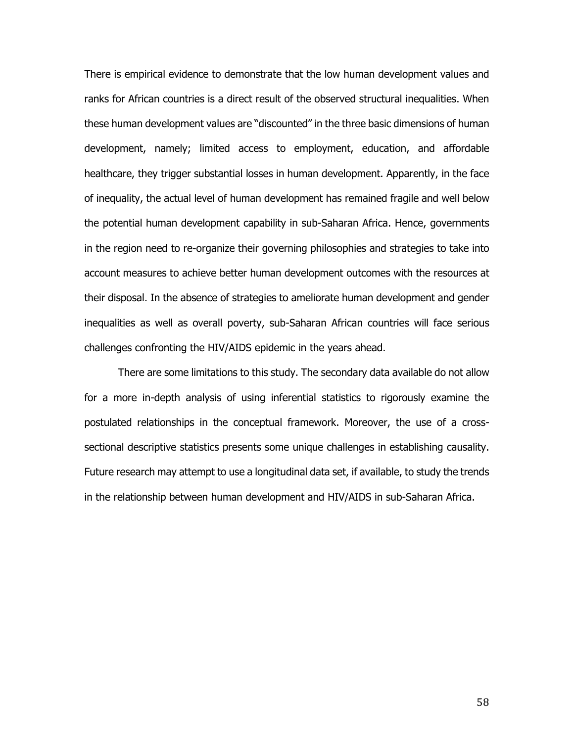There is empirical evidence to demonstrate that the low human development values and ranks for African countries is a direct result of the observed structural inequalities. When these human development values are "discounted" in the three basic dimensions of human development, namely; limited access to employment, education, and affordable healthcare, they trigger substantial losses in human development. Apparently, in the face of inequality, the actual level of human development has remained fragile and well below the potential human development capability in sub-Saharan Africa. Hence, governments in the region need to re-organize their governing philosophies and strategies to take into account measures to achieve better human development outcomes with the resources at their disposal. In the absence of strategies to ameliorate human development and gender inequalities as well as overall poverty, sub-Saharan African countries will face serious challenges confronting the HIV/AIDS epidemic in the years ahead.

There are some limitations to this study. The secondary data available do not allow for a more in-depth analysis of using inferential statistics to rigorously examine the postulated relationships in the conceptual framework. Moreover, the use of a cross-sectional descriptive statistics presents some unique challenges in establishing causality. Future research may attempt to use a longitudinal data set, if available, to study the trends in the relationship between human development and HIV/AIDS in sub-Saharan Africa.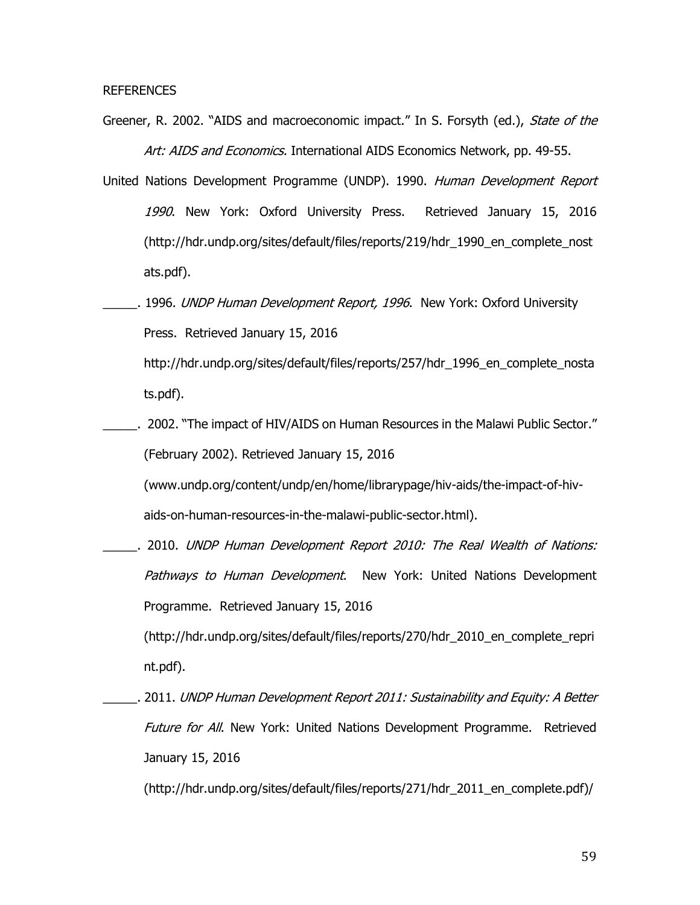REFERENCES

Greener, R. 2002. "AIDS and macroeconomic impact." In S. Forsyth (ed.), *State of the Art: AIDS and Economics.* International AIDS Economics Network, pp. 49-55.

United Nations Development Programme (UNDP). 1990. *Human Development Report 1990*. New York: Oxford University Press. Retrieved January 15, 2016 (http://hdr.undp.org/sites/default/files/reports/219/hdr_1990_en_complete_nostats.pdf).

_____. 1996. *UNDP Human Development Report, 1996*. New York: Oxford University Press. Retrieved January 15, 2016 http://hdr.undp.org/sites/default/files/reports/257/hdr_1996_en_complete_nostats.pdf).

_____. 2002. "The impact of HIV/AIDS on Human Resources in the Malawi Public Sector." (February 2002). Retrieved January 15, 2016 (www.undp.org/content/undp/en/home/librarypage/hiv-aids/the-impact-of-hiv-aids-on-human-resources-in-the-malawi-public-sector.html).

_____. 2010. *UNDP Human Development Report 2010: The Real Wealth of Nations: Pathways to Human Development*. New York: United Nations Development Programme. Retrieved January 15, 2016 (http://hdr.undp.org/sites/default/files/reports/270/hdr_2010_en_complete_reprint.pdf).

_____. 2011. *UNDP Human Development Report 2011: Sustainability and Equity: A Better Future for All*. New York: United Nations Development Programme. Retrieved January 15, 2016 (http://hdr.undp.org/sites/default/files/reports/271/hdr_2011_en_complete.pdf)/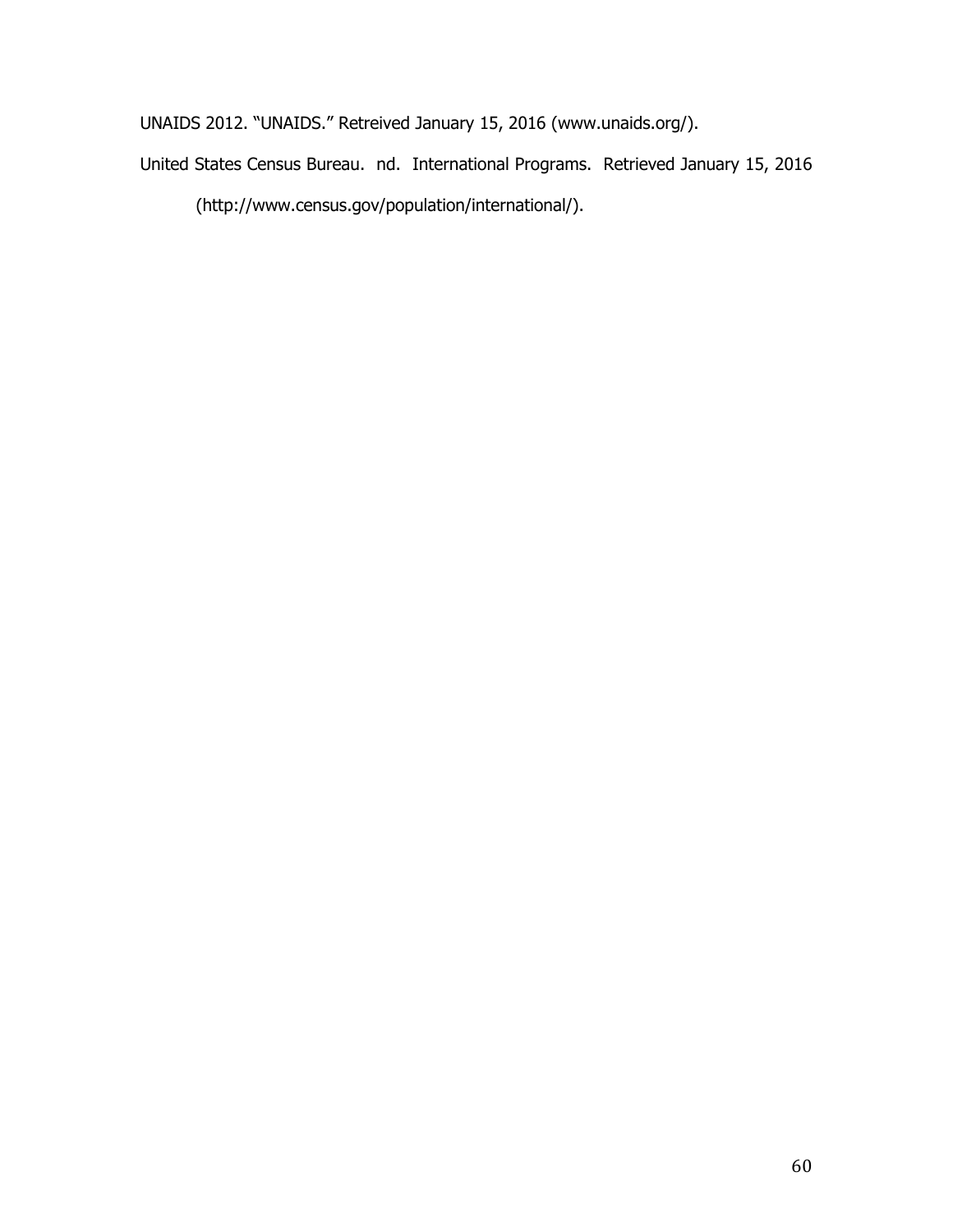UNAIDS 2012. "UNAIDS." Retreived January 15, 2016 (www.unaids.org/).

United States Census Bureau. nd. International Programs. Retrieved January 15, 2016 (http://www.census.gov/population/international/).